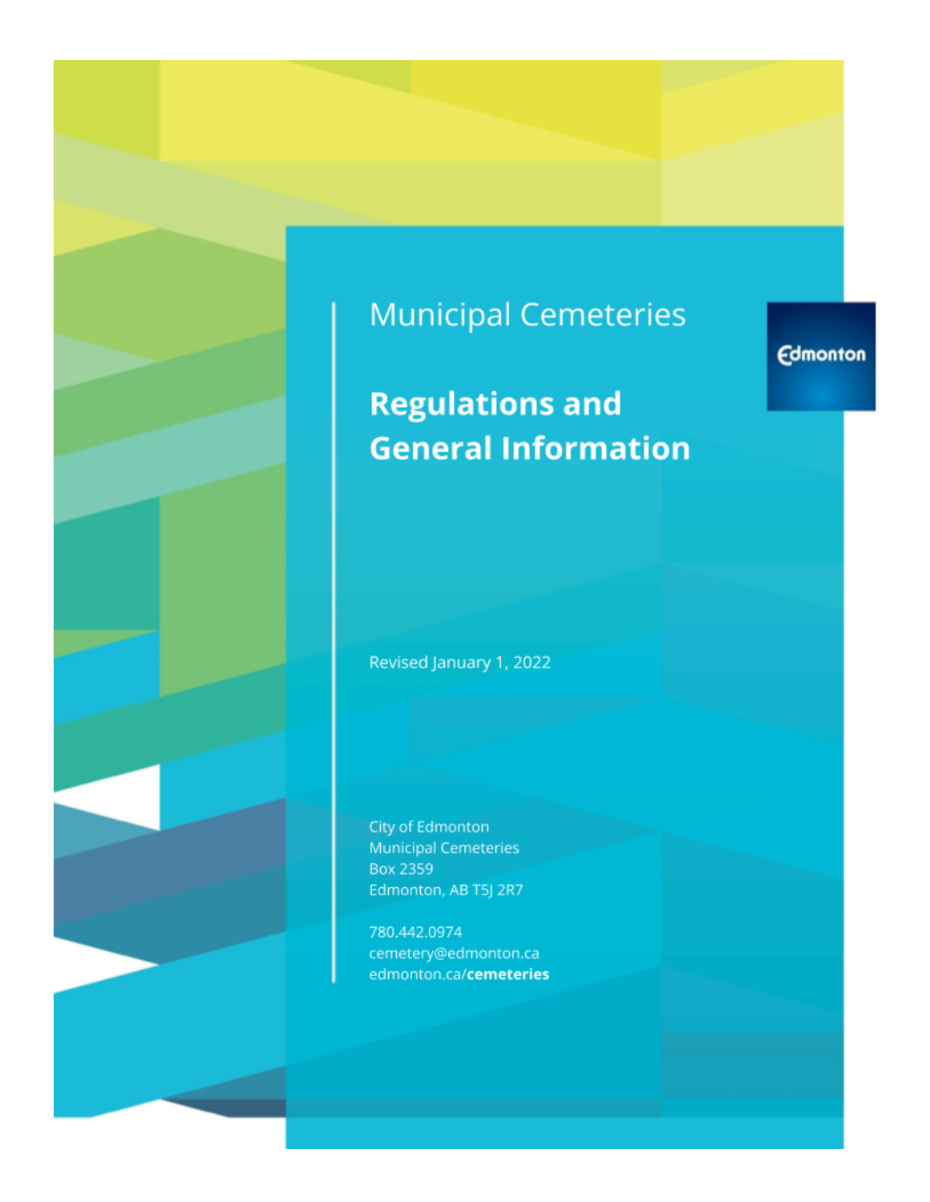Municipal Cemeteries

# Regulations and General Information

Edmonton

Revised January 1, 2022

City of Edmonton
Municipal Cemeteries
Box 2359
Edmonton, AB T5J 2R7

780.442.0974
cemetery@edmonton.ca
edmonton.ca/**cemeteries**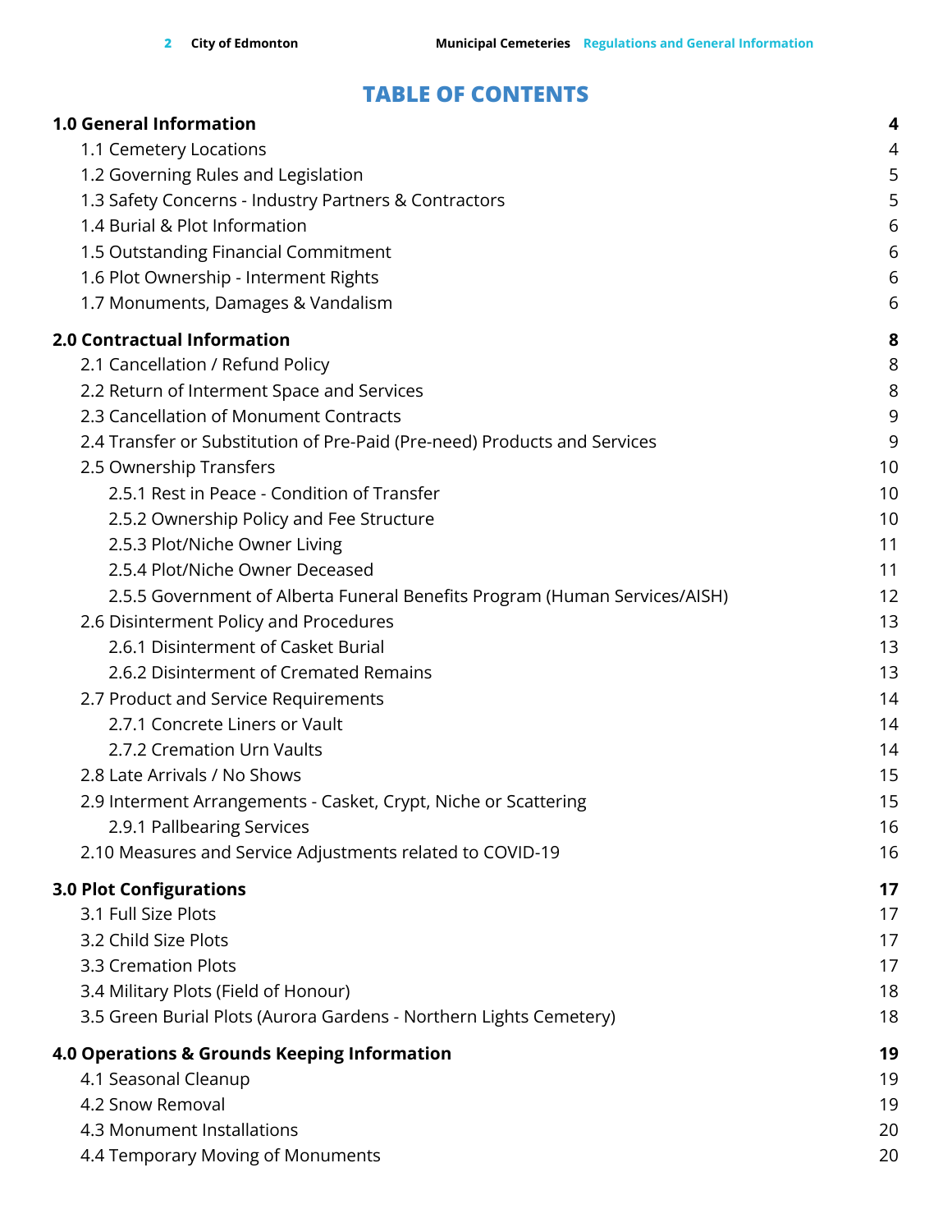# TABLE OF CONTENTS

| | |
|---|---|
| **1.0 General Information** | **4** |
| 1.1 Cemetery Locations | 4 |
| 1.2 Governing Rules and Legislation | 5 |
| 1.3 Safety Concerns - Industry Partners & Contractors | 5 |
| 1.4 Burial & Plot Information | 6 |
| 1.5 Outstanding Financial Commitment | 6 |
| 1.6 Plot Ownership - Interment Rights | 6 |
| 1.7 Monuments, Damages & Vandalism | 6 |
| **2.0 Contractual Information** | **8** |
| 2.1 Cancellation / Refund Policy | 8 |
| 2.2 Return of Interment Space and Services | 8 |
| 2.3 Cancellation of Monument Contracts | 9 |
| 2.4 Transfer or Substitution of Pre-Paid (Pre-need) Products and Services | 9 |
| 2.5 Ownership Transfers | 10 |
| 2.5.1 Rest in Peace - Condition of Transfer | 10 |
| 2.5.2 Ownership Policy and Fee Structure | 10 |
| 2.5.3 Plot/Niche Owner Living | 11 |
| 2.5.4 Plot/Niche Owner Deceased | 11 |
| 2.5.5 Government of Alberta Funeral Benefits Program (Human Services/AISH) | 12 |
| 2.6 Disinterment Policy and Procedures | 13 |
| 2.6.1 Disinterment of Casket Burial | 13 |
| 2.6.2 Disinterment of Cremated Remains | 13 |
| 2.7 Product and Service Requirements | 14 |
| 2.7.1 Concrete Liners or Vault | 14 |
| 2.7.2 Cremation Urn Vaults | 14 |
| 2.8 Late Arrivals / No Shows | 15 |
| 2.9 Interment Arrangements - Casket, Crypt, Niche or Scattering | 15 |
| 2.9.1 Pallbearing Services | 16 |
| 2.10 Measures and Service Adjustments related to COVID-19 | 16 |
| **3.0 Plot Configurations** | **17** |
| 3.1 Full Size Plots | 17 |
| 3.2 Child Size Plots | 17 |
| 3.3 Cremation Plots | 17 |
| 3.4 Military Plots (Field of Honour) | 18 |
| 3.5 Green Burial Plots (Aurora Gardens - Northern Lights Cemetery) | 18 |
| **4.0 Operations & Grounds Keeping Information** | **19** |
| 4.1 Seasonal Cleanup | 19 |
| 4.2 Snow Removal | 19 |
| 4.3 Monument Installations | 20 |
| 4.4 Temporary Moving of Monuments | 20 |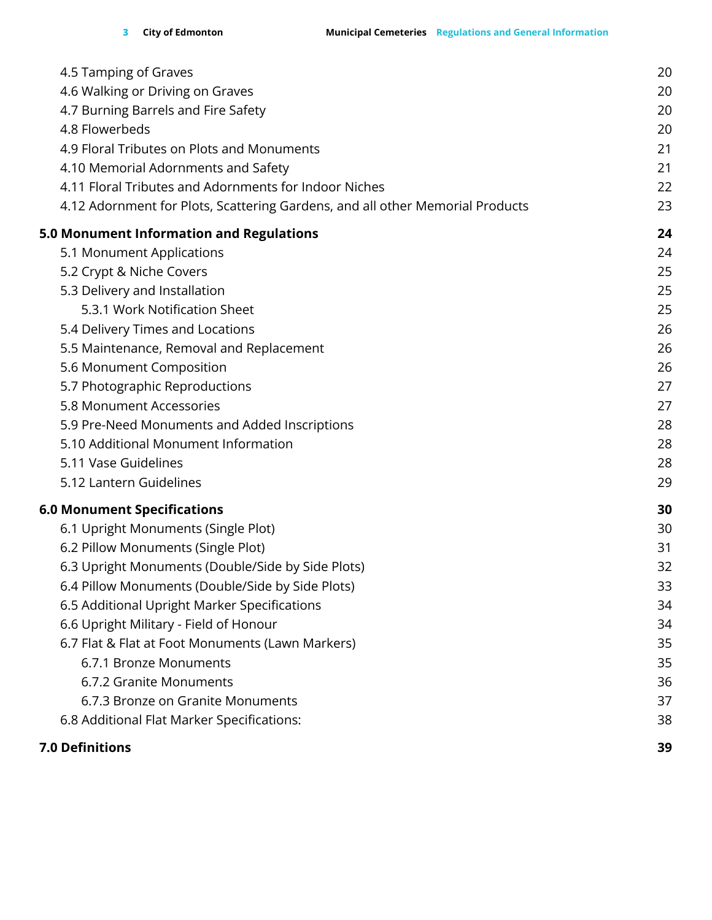| | |
|---|---|
| 4.5 Tamping of Graves | 20 |
| 4.6 Walking or Driving on Graves | 20 |
| 4.7 Burning Barrels and Fire Safety | 20 |
| 4.8 Flowerbeds | 20 |
| 4.9 Floral Tributes on Plots and Monuments | 21 |
| 4.10 Memorial Adornments and Safety | 21 |
| 4.11 Floral Tributes and Adornments for Indoor Niches | 22 |
| 4.12 Adornment for Plots, Scattering Gardens, and all other Memorial Products | 23 |
| **5.0 Monument Information and Regulations** | **24** |
| 5.1 Monument Applications | 24 |
| 5.2 Crypt & Niche Covers | 25 |
| 5.3 Delivery and Installation | 25 |
| 5.3.1 Work Notification Sheet | 25 |
| 5.4 Delivery Times and Locations | 26 |
| 5.5 Maintenance, Removal and Replacement | 26 |
| 5.6 Monument Composition | 26 |
| 5.7 Photographic Reproductions | 27 |
| 5.8 Monument Accessories | 27 |
| 5.9 Pre-Need Monuments and Added Inscriptions | 28 |
| 5.10 Additional Monument Information | 28 |
| 5.11 Vase Guidelines | 28 |
| 5.12 Lantern Guidelines | 29 |
| **6.0 Monument Specifications** | **30** |
| 6.1 Upright Monuments (Single Plot) | 30 |
| 6.2 Pillow Monuments (Single Plot) | 31 |
| 6.3 Upright Monuments (Double/Side by Side Plots) | 32 |
| 6.4 Pillow Monuments (Double/Side by Side Plots) | 33 |
| 6.5 Additional Upright Marker Specifications | 34 |
| 6.6 Upright Military - Field of Honour | 34 |
| 6.7 Flat & Flat at Foot Monuments (Lawn Markers) | 35 |
| 6.7.1 Bronze Monuments | 35 |
| 6.7.2 Granite Monuments | 36 |
| 6.7.3 Bronze on Granite Monuments | 37 |
| 6.8 Additional Flat Marker Specifications: | 38 |
| **7.0 Definitions** | **39** |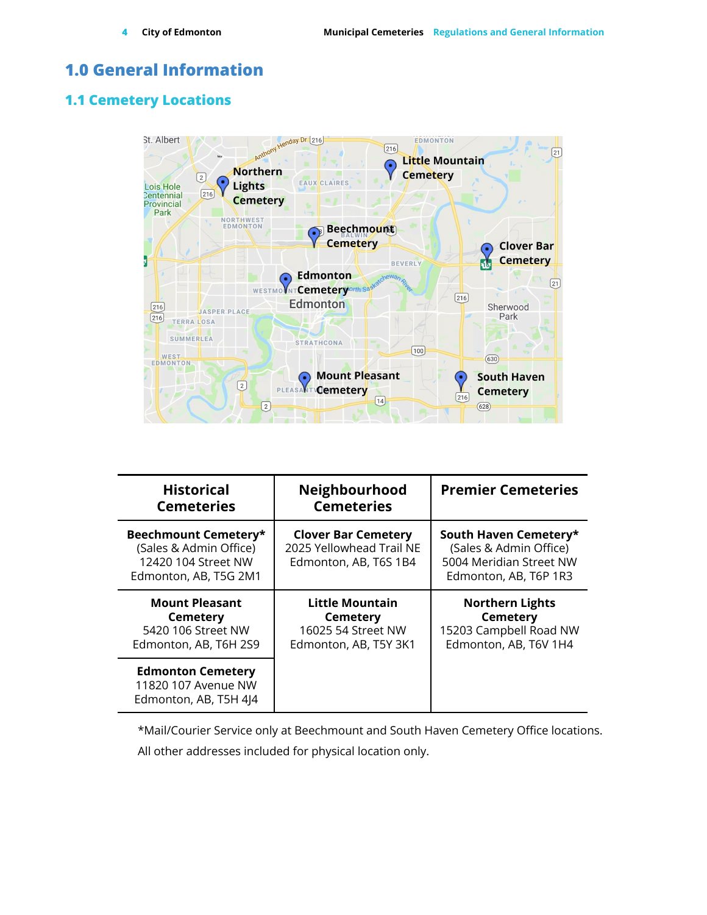# 1.0 General Information

## 1.1 Cemetery Locations

| Historical Cemeteries | Neighbourhood Cemeteries | Premier Cemeteries |
| --- | --- | --- |
| **Beechmount Cemetery*** (Sales & Admin Office) 12420 104 Street NW Edmonton, AB, T5G 2M1 | **Clover Bar Cemetery** 2025 Yellowhead Trail NE Edmonton, AB, T6S 1B4 | **South Haven Cemetery*** (Sales & Admin Office) 5004 Meridian Street NW Edmonton, AB, T6P 1R3 |
| **Mount Pleasant Cemetery** 5420 106 Street NW Edmonton, AB, T6H 2S9 | **Little Mountain Cemetery** 16025 54 Street NW Edmonton, AB, T5Y 3K1 | **Northern Lights Cemetery** 15203 Campbell Road NW Edmonton, AB, T6V 1H4 |
| **Edmonton Cemetery** 11820 107 Avenue NW Edmonton, AB, T5H 4J4 | | |

*Mail/Courier Service only at Beechmount and South Haven Cemetery Office locations.

All other addresses included for physical location only.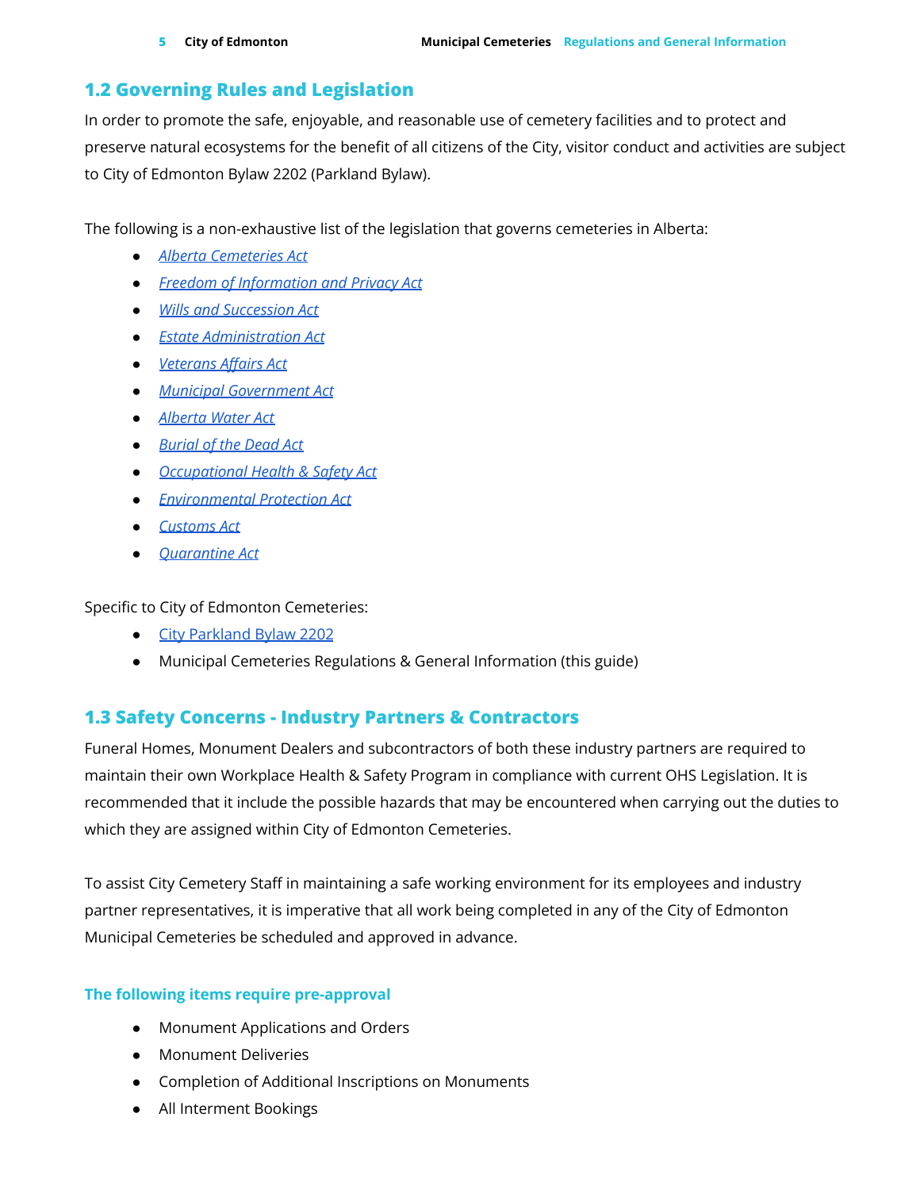## 1.2 Governing Rules and Legislation

In order to promote the safe, enjoyable, and reasonable use of cemetery facilities and to protect and preserve natural ecosystems for the benefit of all citizens of the City, visitor conduct and activities are subject to City of Edmonton Bylaw 2202 (Parkland Bylaw).

The following is a non-exhaustive list of the legislation that governs cemeteries in Alberta:

- *Alberta Cemeteries Act*
- *Freedom of Information and Privacy Act*
- *Wills and Succession Act*
- *Estate Administration Act*
- *Veterans Affairs Act*
- *Municipal Government Act*
- *Alberta Water Act*
- *Burial of the Dead Act*
- *Occupational Health & Safety Act*
- *Environmental Protection Act*
- *Customs Act*
- *Quarantine Act*

Specific to City of Edmonton Cemeteries:

- City Parkland Bylaw 2202
- Municipal Cemeteries Regulations & General Information (this guide)

## 1.3 Safety Concerns - Industry Partners & Contractors

Funeral Homes, Monument Dealers and subcontractors of both these industry partners are required to maintain their own Workplace Health & Safety Program in compliance with current OHS Legislation. It is recommended that it include the possible hazards that may be encountered when carrying out the duties to which they are assigned within City of Edmonton Cemeteries.

To assist City Cemetery Staff in maintaining a safe working environment for its employees and industry partner representatives, it is imperative that all work being completed in any of the City of Edmonton Municipal Cemeteries be scheduled and approved in advance.

### The following items require pre-approval

- Monument Applications and Orders
- Monument Deliveries
- Completion of Additional Inscriptions on Monuments
- All Interment Bookings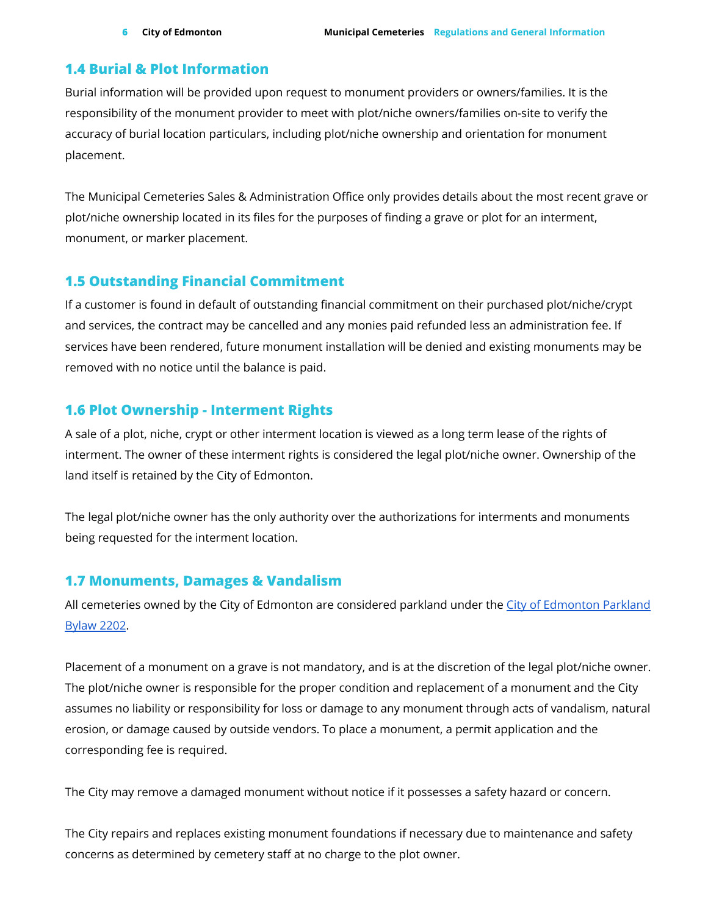## 1.4 Burial & Plot Information

Burial information will be provided upon request to monument providers or owners/families. It is the responsibility of the monument provider to meet with plot/niche owners/families on-site to verify the accuracy of burial location particulars, including plot/niche ownership and orientation for monument placement.

The Municipal Cemeteries Sales & Administration Office only provides details about the most recent grave or plot/niche ownership located in its files for the purposes of finding a grave or plot for an interment, monument, or marker placement.

## 1.5 Outstanding Financial Commitment

If a customer is found in default of outstanding financial commitment on their purchased plot/niche/crypt and services, the contract may be cancelled and any monies paid refunded less an administration fee. If services have been rendered, future monument installation will be denied and existing monuments may be removed with no notice until the balance is paid.

## 1.6 Plot Ownership - Interment Rights

A sale of a plot, niche, crypt or other interment location is viewed as a long term lease of the rights of interment. The owner of these interment rights is considered the legal plot/niche owner. Ownership of the land itself is retained by the City of Edmonton.

The legal plot/niche owner has the only authority over the authorizations for interments and monuments being requested for the interment location.

## 1.7 Monuments, Damages & Vandalism

All cemeteries owned by the City of Edmonton are considered parkland under the City of Edmonton Parkland Bylaw 2202.

Placement of a monument on a grave is not mandatory, and is at the discretion of the legal plot/niche owner. The plot/niche owner is responsible for the proper condition and replacement of a monument and the City assumes no liability or responsibility for loss or damage to any monument through acts of vandalism, natural erosion, or damage caused by outside vendors. To place a monument, a permit application and the corresponding fee is required.

The City may remove a damaged monument without notice if it possesses a safety hazard or concern.

The City repairs and replaces existing monument foundations if necessary due to maintenance and safety concerns as determined by cemetery staff at no charge to the plot owner.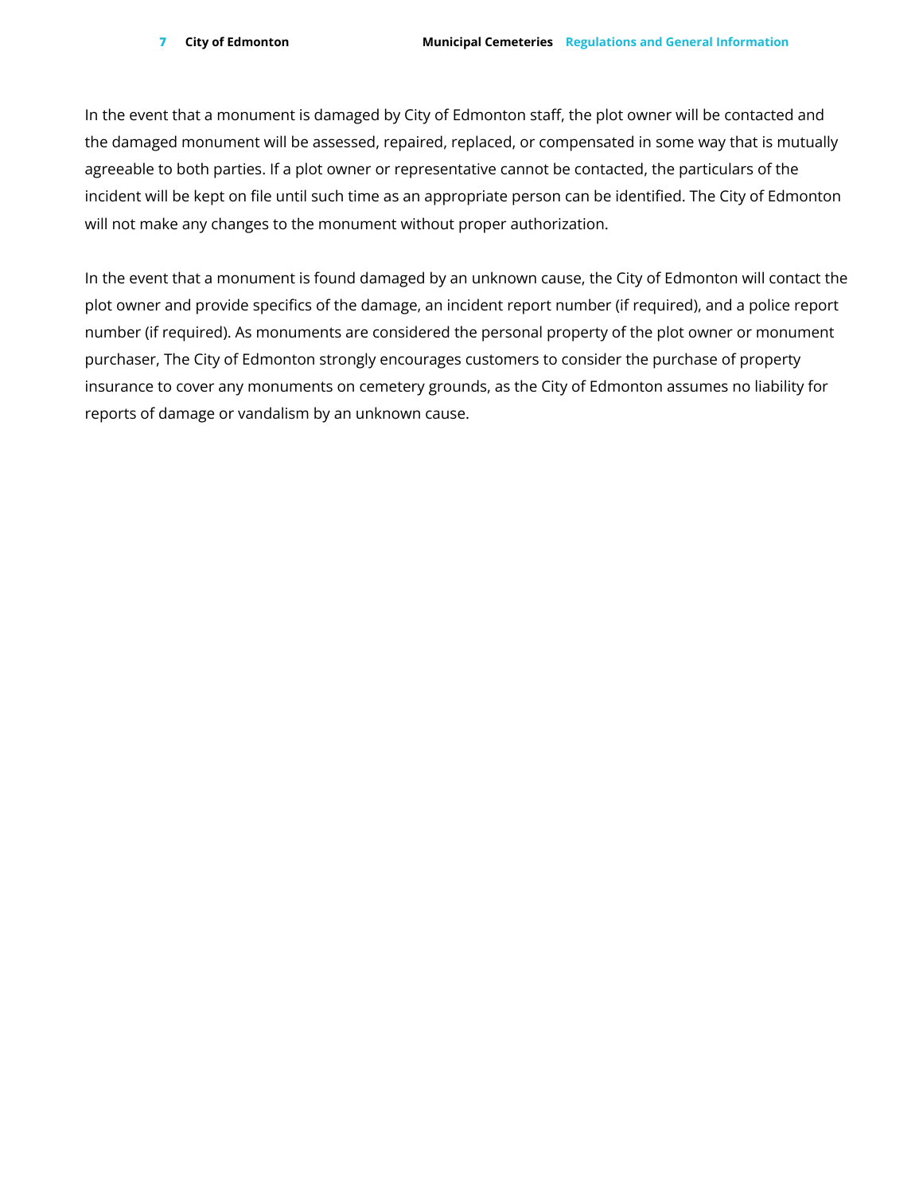In the event that a monument is damaged by City of Edmonton staff, the plot owner will be contacted and the damaged monument will be assessed, repaired, replaced, or compensated in some way that is mutually agreeable to both parties. If a plot owner or representative cannot be contacted, the particulars of the incident will be kept on file until such time as an appropriate person can be identified. The City of Edmonton will not make any changes to the monument without proper authorization.

In the event that a monument is found damaged by an unknown cause, the City of Edmonton will contact the plot owner and provide specifics of the damage, an incident report number (if required), and a police report number (if required). As monuments are considered the personal property of the plot owner or monument purchaser, The City of Edmonton strongly encourages customers to consider the purchase of property insurance to cover any monuments on cemetery grounds, as the City of Edmonton assumes no liability for reports of damage or vandalism by an unknown cause.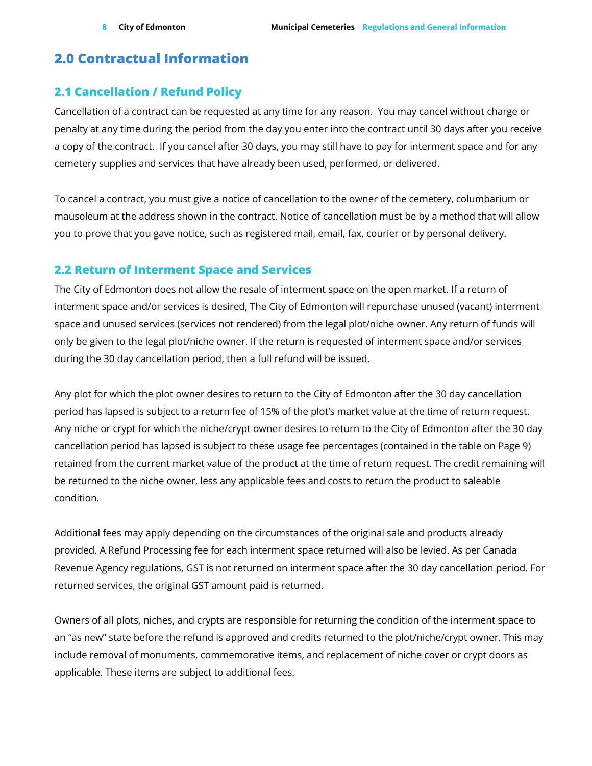# 2.0 Contractual Information

## 2.1 Cancellation / Refund Policy

Cancellation of a contract can be requested at any time for any reason. You may cancel without charge or penalty at any time during the period from the day you enter into the contract until 30 days after you receive a copy of the contract. If you cancel after 30 days, you may still have to pay for interment space and for any cemetery supplies and services that have already been used, performed, or delivered.

To cancel a contract, you must give a notice of cancellation to the owner of the cemetery, columbarium or mausoleum at the address shown in the contract. Notice of cancellation must be by a method that will allow you to prove that you gave notice, such as registered mail, email, fax, courier or by personal delivery.

## 2.2 Return of Interment Space and Services

The City of Edmonton does not allow the resale of interment space on the open market. If a return of interment space and/or services is desired, The City of Edmonton will repurchase unused (vacant) interment space and unused services (services not rendered) from the legal plot/niche owner. Any return of funds will only be given to the legal plot/niche owner. If the return is requested of interment space and/or services during the 30 day cancellation period, then a full refund will be issued.

Any plot for which the plot owner desires to return to the City of Edmonton after the 30 day cancellation period has lapsed is subject to a return fee of 15% of the plot's market value at the time of return request. Any niche or crypt for which the niche/crypt owner desires to return to the City of Edmonton after the 30 day cancellation period has lapsed is subject to these usage fee percentages (contained in the table on Page 9) retained from the current market value of the product at the time of return request. The credit remaining will be returned to the niche owner, less any applicable fees and costs to return the product to saleable condition.

Additional fees may apply depending on the circumstances of the original sale and products already provided. A Refund Processing fee for each interment space returned will also be levied. As per Canada Revenue Agency regulations, GST is not returned on interment space after the 30 day cancellation period. For returned services, the original GST amount paid is returned.

Owners of all plots, niches, and crypts are responsible for returning the condition of the interment space to an "as new" state before the refund is approved and credits returned to the plot/niche/crypt owner. This may include removal of monuments, commemorative items, and replacement of niche cover or crypt doors as applicable. These items are subject to additional fees.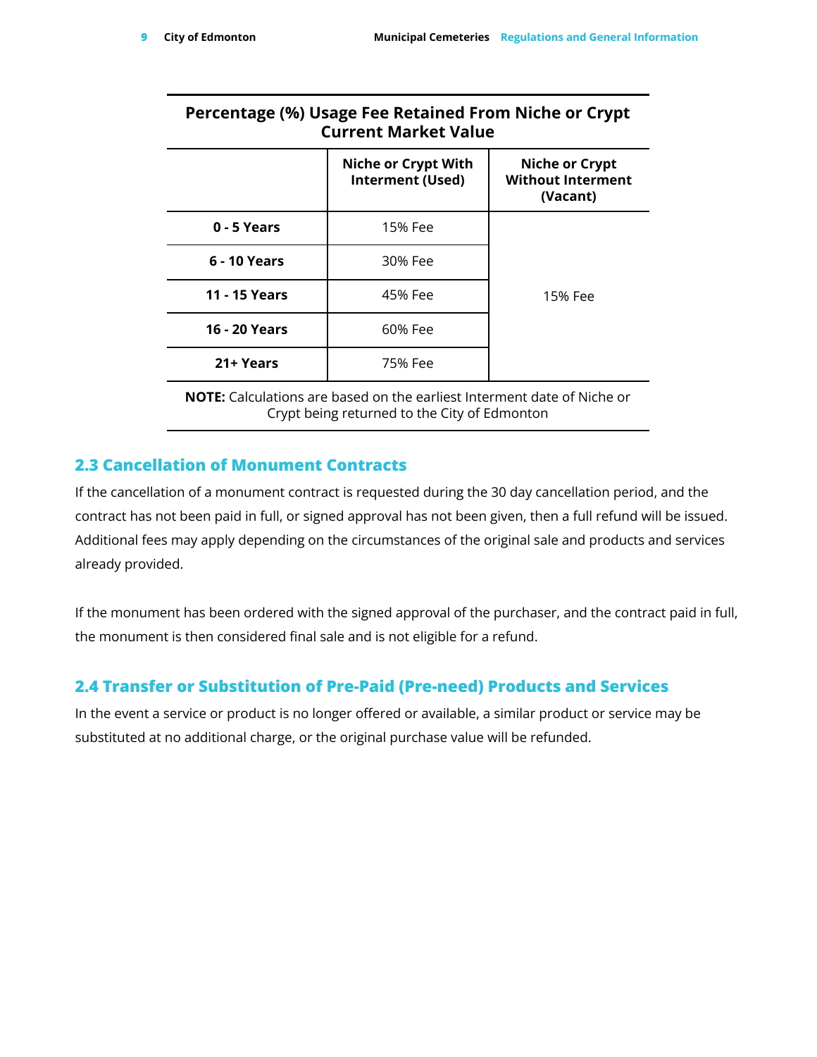**Percentage (%) Usage Fee Retained From Niche or Crypt Current Market Value**

| | Niche or Crypt With Interment (Used) | Niche or Crypt Without Interment (Vacant) |
|---|---|---|
| **0 - 5 Years** | 15% Fee | 15% Fee |
| **6 - 10 Years** | 30% Fee | |
| **11 - 15 Years** | 45% Fee | |
| **16 - 20 Years** | 60% Fee | |
| **21+ Years** | 75% Fee | |

**NOTE:** Calculations are based on the earliest Interment date of Niche or Crypt being returned to the City of Edmonton

## 2.3 Cancellation of Monument Contracts

If the cancellation of a monument contract is requested during the 30 day cancellation period, and the contract has not been paid in full, or signed approval has not been given, then a full refund will be issued. Additional fees may apply depending on the circumstances of the original sale and products and services already provided.

If the monument has been ordered with the signed approval of the purchaser, and the contract paid in full, the monument is then considered final sale and is not eligible for a refund.

## 2.4 Transfer or Substitution of Pre-Paid (Pre-need) Products and Services

In the event a service or product is no longer offered or available, a similar product or service may be substituted at no additional charge, or the original purchase value will be refunded.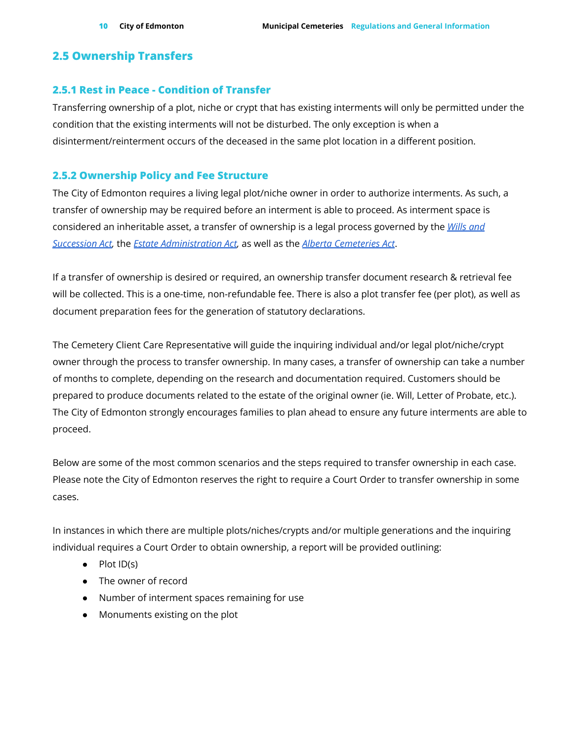## 2.5 Ownership Transfers

### 2.5.1 Rest in Peace - Condition of Transfer

Transferring ownership of a plot, niche or crypt that has existing interments will only be permitted under the condition that the existing interments will not be disturbed. The only exception is when a disinterment/reinterment occurs of the deceased in the same plot location in a different position.

### 2.5.2 Ownership Policy and Fee Structure

The City of Edmonton requires a living legal plot/niche owner in order to authorize interments. As such, a transfer of ownership may be required before an interment is able to proceed. As interment space is considered an inheritable asset, a transfer of ownership is a legal process governed by the *Wills and Succession Act*, the *Estate Administration Act*, as well as the *Alberta Cemeteries Act*.

If a transfer of ownership is desired or required, an ownership transfer document research & retrieval fee will be collected. This is a one-time, non-refundable fee. There is also a plot transfer fee (per plot), as well as document preparation fees for the generation of statutory declarations.

The Cemetery Client Care Representative will guide the inquiring individual and/or legal plot/niche/crypt owner through the process to transfer ownership. In many cases, a transfer of ownership can take a number of months to complete, depending on the research and documentation required. Customers should be prepared to produce documents related to the estate of the original owner (ie. Will, Letter of Probate, etc.). The City of Edmonton strongly encourages families to plan ahead to ensure any future interments are able to proceed.

Below are some of the most common scenarios and the steps required to transfer ownership in each case. Please note the City of Edmonton reserves the right to require a Court Order to transfer ownership in some cases.

In instances in which there are multiple plots/niches/crypts and/or multiple generations and the inquiring individual requires a Court Order to obtain ownership, a report will be provided outlining:

- Plot ID(s)
- The owner of record
- Number of interment spaces remaining for use
- Monuments existing on the plot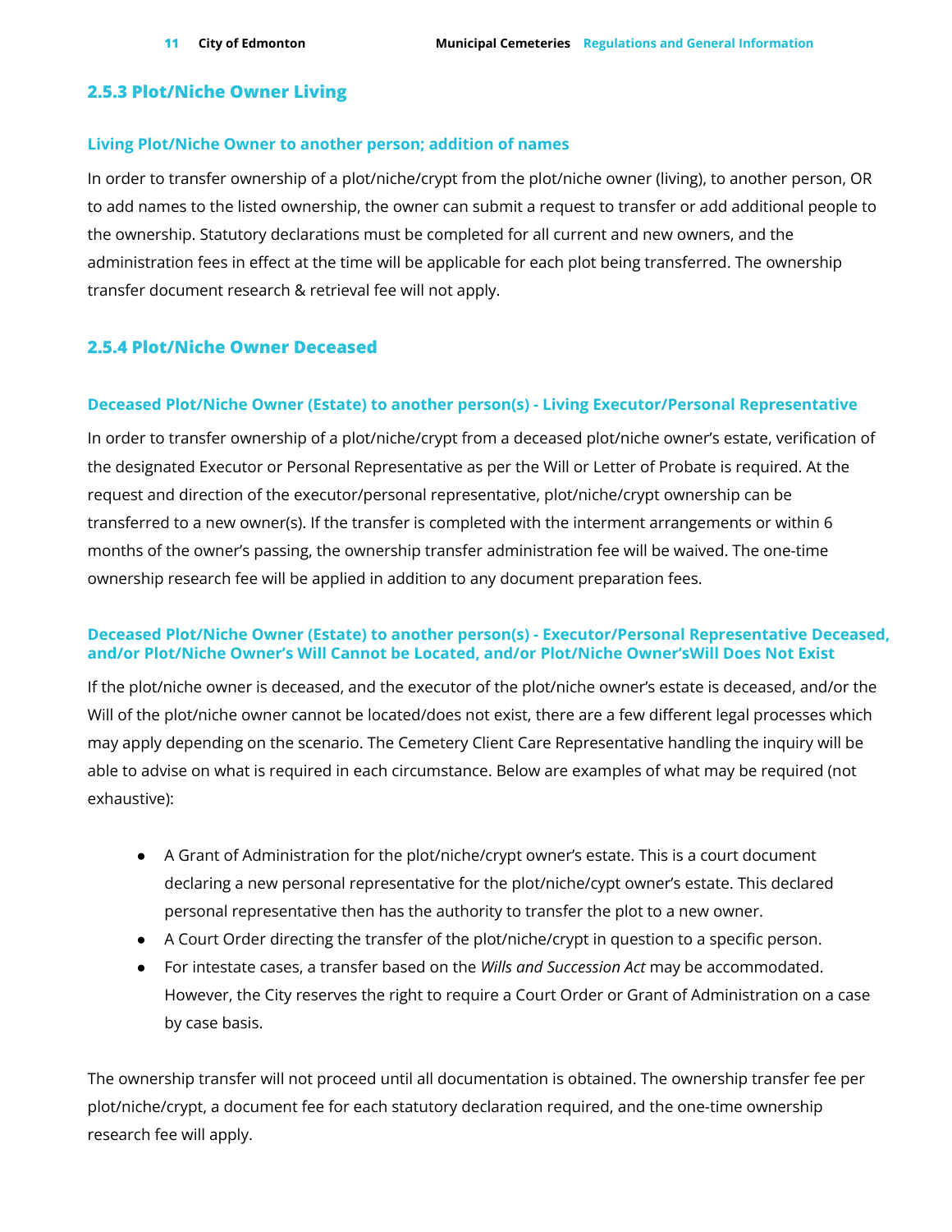### 2.5.3 Plot/Niche Owner Living

#### Living Plot/Niche Owner to another person; addition of names

In order to transfer ownership of a plot/niche/crypt from the plot/niche owner (living), to another person, OR to add names to the listed ownership, the owner can submit a request to transfer or add additional people to the ownership. Statutory declarations must be completed for all current and new owners, and the administration fees in effect at the time will be applicable for each plot being transferred. The ownership transfer document research & retrieval fee will not apply.

### 2.5.4 Plot/Niche Owner Deceased

#### Deceased Plot/Niche Owner (Estate) to another person(s) - Living Executor/Personal Representative

In order to transfer ownership of a plot/niche/crypt from a deceased plot/niche owner's estate, verification of the designated Executor or Personal Representative as per the Will or Letter of Probate is required. At the request and direction of the executor/personal representative, plot/niche/crypt ownership can be transferred to a new owner(s). If the transfer is completed with the interment arrangements or within 6 months of the owner's passing, the ownership transfer administration fee will be waived. The one-time ownership research fee will be applied in addition to any document preparation fees.

#### Deceased Plot/Niche Owner (Estate) to another person(s) - Executor/Personal Representative Deceased, and/or Plot/Niche Owner's Will Cannot be Located, and/or Plot/Niche Owner'sWill Does Not Exist

If the plot/niche owner is deceased, and the executor of the plot/niche owner's estate is deceased, and/or the Will of the plot/niche owner cannot be located/does not exist, there are a few different legal processes which may apply depending on the scenario. The Cemetery Client Care Representative handling the inquiry will be able to advise on what is required in each circumstance. Below are examples of what may be required (not exhaustive):

- A Grant of Administration for the plot/niche/crypt owner's estate. This is a court document declaring a new personal representative for the plot/niche/cypt owner's estate. This declared personal representative then has the authority to transfer the plot to a new owner.
- A Court Order directing the transfer of the plot/niche/crypt in question to a specific person.
- For intestate cases, a transfer based on the *Wills and Succession Act* may be accommodated. However, the City reserves the right to require a Court Order or Grant of Administration on a case by case basis.

The ownership transfer will not proceed until all documentation is obtained. The ownership transfer fee per plot/niche/crypt, a document fee for each statutory declaration required, and the one-time ownership research fee will apply.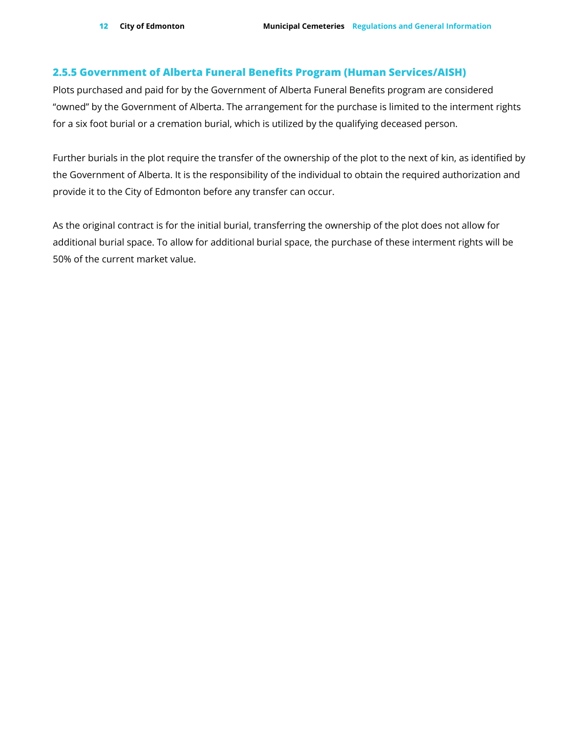### 2.5.5 Government of Alberta Funeral Benefits Program (Human Services/AISH)

Plots purchased and paid for by the Government of Alberta Funeral Benefits program are considered “owned” by the Government of Alberta. The arrangement for the purchase is limited to the interment rights for a six foot burial or a cremation burial, which is utilized by the qualifying deceased person.

Further burials in the plot require the transfer of the ownership of the plot to the next of kin, as identified by the Government of Alberta. It is the responsibility of the individual to obtain the required authorization and provide it to the City of Edmonton before any transfer can occur.

As the original contract is for the initial burial, transferring the ownership of the plot does not allow for additional burial space. To allow for additional burial space, the purchase of these interment rights will be 50% of the current market value.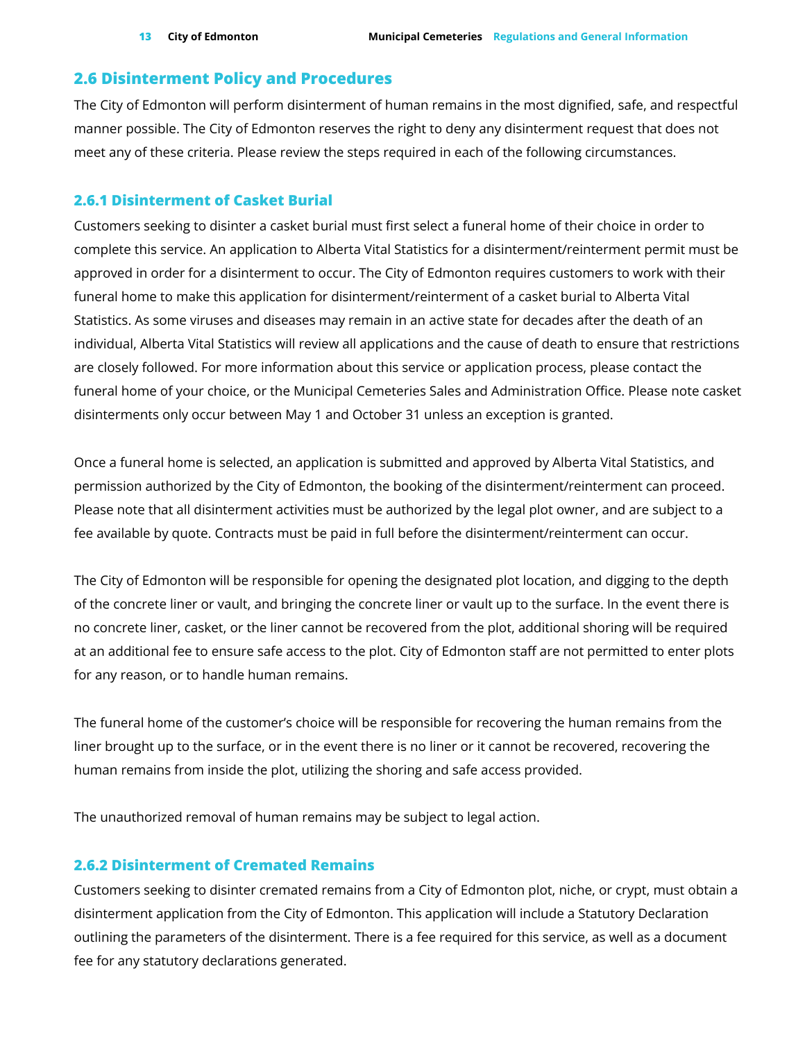## 2.6 Disinterment Policy and Procedures

The City of Edmonton will perform disinterment of human remains in the most dignified, safe, and respectful manner possible. The City of Edmonton reserves the right to deny any disinterment request that does not meet any of these criteria. Please review the steps required in each of the following circumstances.

### 2.6.1 Disinterment of Casket Burial

Customers seeking to disinter a casket burial must first select a funeral home of their choice in order to complete this service. An application to Alberta Vital Statistics for a disinterment/reinterment permit must be approved in order for a disinterment to occur. The City of Edmonton requires customers to work with their funeral home to make this application for disinterment/reinterment of a casket burial to Alberta Vital Statistics. As some viruses and diseases may remain in an active state for decades after the death of an individual, Alberta Vital Statistics will review all applications and the cause of death to ensure that restrictions are closely followed. For more information about this service or application process, please contact the funeral home of your choice, or the Municipal Cemeteries Sales and Administration Office. Please note casket disinterments only occur between May 1 and October 31 unless an exception is granted.

Once a funeral home is selected, an application is submitted and approved by Alberta Vital Statistics, and permission authorized by the City of Edmonton, the booking of the disinterment/reinterment can proceed. Please note that all disinterment activities must be authorized by the legal plot owner, and are subject to a fee available by quote. Contracts must be paid in full before the disinterment/reinterment can occur.

The City of Edmonton will be responsible for opening the designated plot location, and digging to the depth of the concrete liner or vault, and bringing the concrete liner or vault up to the surface. In the event there is no concrete liner, casket, or the liner cannot be recovered from the plot, additional shoring will be required at an additional fee to ensure safe access to the plot. City of Edmonton staff are not permitted to enter plots for any reason, or to handle human remains.

The funeral home of the customer's choice will be responsible for recovering the human remains from the liner brought up to the surface, or in the event there is no liner or it cannot be recovered, recovering the human remains from inside the plot, utilizing the shoring and safe access provided.

The unauthorized removal of human remains may be subject to legal action.

### 2.6.2 Disinterment of Cremated Remains

Customers seeking to disinter cremated remains from a City of Edmonton plot, niche, or crypt, must obtain a disinterment application from the City of Edmonton. This application will include a Statutory Declaration outlining the parameters of the disinterment. There is a fee required for this service, as well as a document fee for any statutory declarations generated.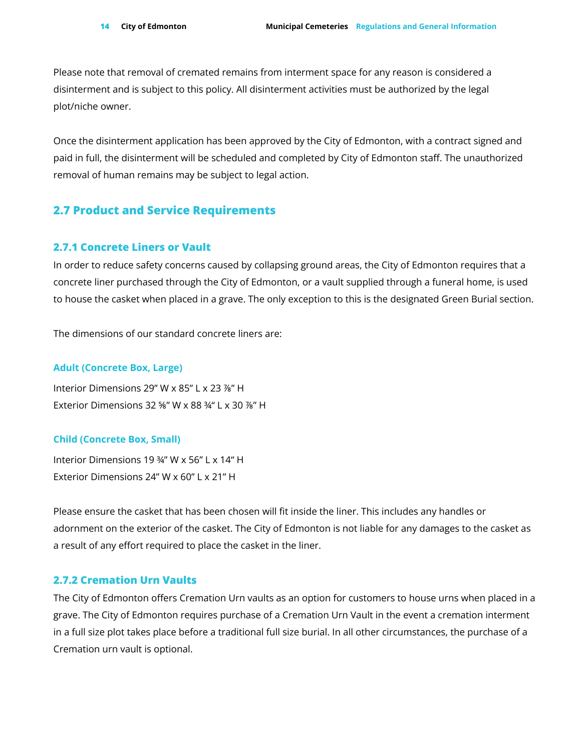Please note that removal of cremated remains from interment space for any reason is considered a disinterment and is subject to this policy. All disinterment activities must be authorized by the legal plot/niche owner.

Once the disinterment application has been approved by the City of Edmonton, with a contract signed and paid in full, the disinterment will be scheduled and completed by City of Edmonton staff. The unauthorized removal of human remains may be subject to legal action.

## 2.7 Product and Service Requirements

### 2.7.1 Concrete Liners or Vault

In order to reduce safety concerns caused by collapsing ground areas, the City of Edmonton requires that a concrete liner purchased through the City of Edmonton, or a vault supplied through a funeral home, is used to house the casket when placed in a grave. The only exception to this is the designated Green Burial section.

The dimensions of our standard concrete liners are:

#### Adult (Concrete Box, Large)

Interior Dimensions 29" W x 85" L x 23 ⅞" H
Exterior Dimensions 32 ⅝" W x 88 ¾" L x 30 ⅞" H

#### Child (Concrete Box, Small)

Interior Dimensions 19 ¾" W x 56" L x 14" H
Exterior Dimensions 24" W x 60" L x 21" H

Please ensure the casket that has been chosen will fit inside the liner. This includes any handles or adornment on the exterior of the casket. The City of Edmonton is not liable for any damages to the casket as a result of any effort required to place the casket in the liner.

### 2.7.2 Cremation Urn Vaults

The City of Edmonton offers Cremation Urn vaults as an option for customers to house urns when placed in a grave. The City of Edmonton requires purchase of a Cremation Urn Vault in the event a cremation interment in a full size plot takes place before a traditional full size burial. In all other circumstances, the purchase of a Cremation urn vault is optional.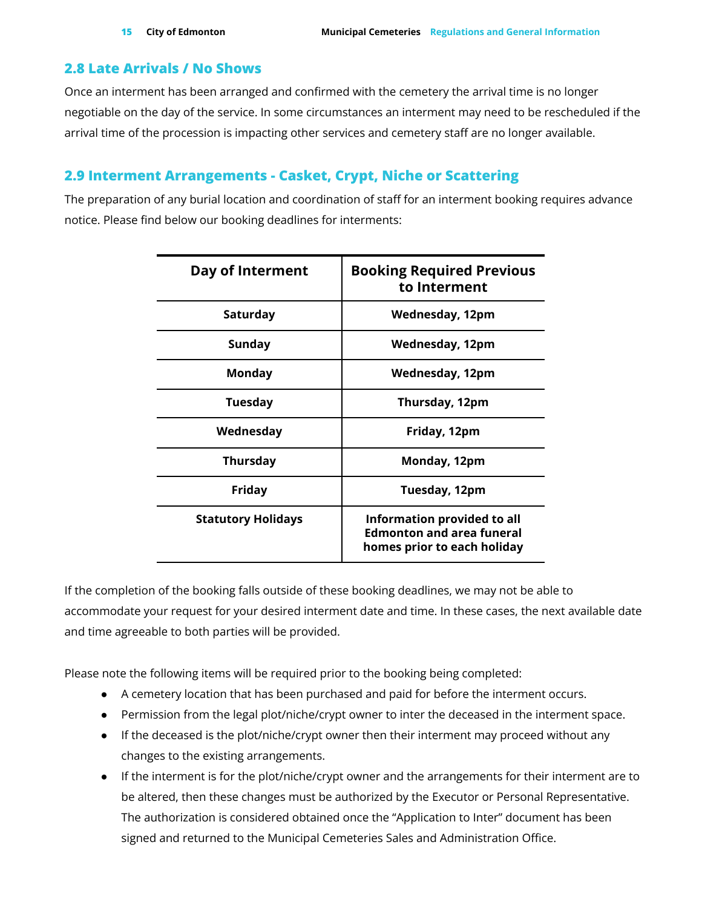## 2.8 Late Arrivals / No Shows

Once an interment has been arranged and confirmed with the cemetery the arrival time is no longer negotiable on the day of the service. In some circumstances an interment may need to be rescheduled if the arrival time of the procession is impacting other services and cemetery staff are no longer available.

## 2.9 Interment Arrangements - Casket, Crypt, Niche or Scattering

The preparation of any burial location and coordination of staff for an interment booking requires advance notice. Please find below our booking deadlines for interments:

| Day of Interment | Booking Required Previous to Interment |
|---|---|
| **Saturday** | **Wednesday, 12pm** |
| **Sunday** | **Wednesday, 12pm** |
| **Monday** | **Wednesday, 12pm** |
| **Tuesday** | **Thursday, 12pm** |
| **Wednesday** | **Friday, 12pm** |
| **Thursday** | **Monday, 12pm** |
| **Friday** | **Tuesday, 12pm** |
| **Statutory Holidays** | **Information provided to all Edmonton and area funeral homes prior to each holiday** |

If the completion of the booking falls outside of these booking deadlines, we may not be able to accommodate your request for your desired interment date and time. In these cases, the next available date and time agreeable to both parties will be provided.

Please note the following items will be required prior to the booking being completed:

- A cemetery location that has been purchased and paid for before the interment occurs.
- Permission from the legal plot/niche/crypt owner to inter the deceased in the interment space.
- If the deceased is the plot/niche/crypt owner then their interment may proceed without any changes to the existing arrangements.
- If the interment is for the plot/niche/crypt owner and the arrangements for their interment are to be altered, then these changes must be authorized by the Executor or Personal Representative. The authorization is considered obtained once the "Application to Inter" document has been signed and returned to the Municipal Cemeteries Sales and Administration Office.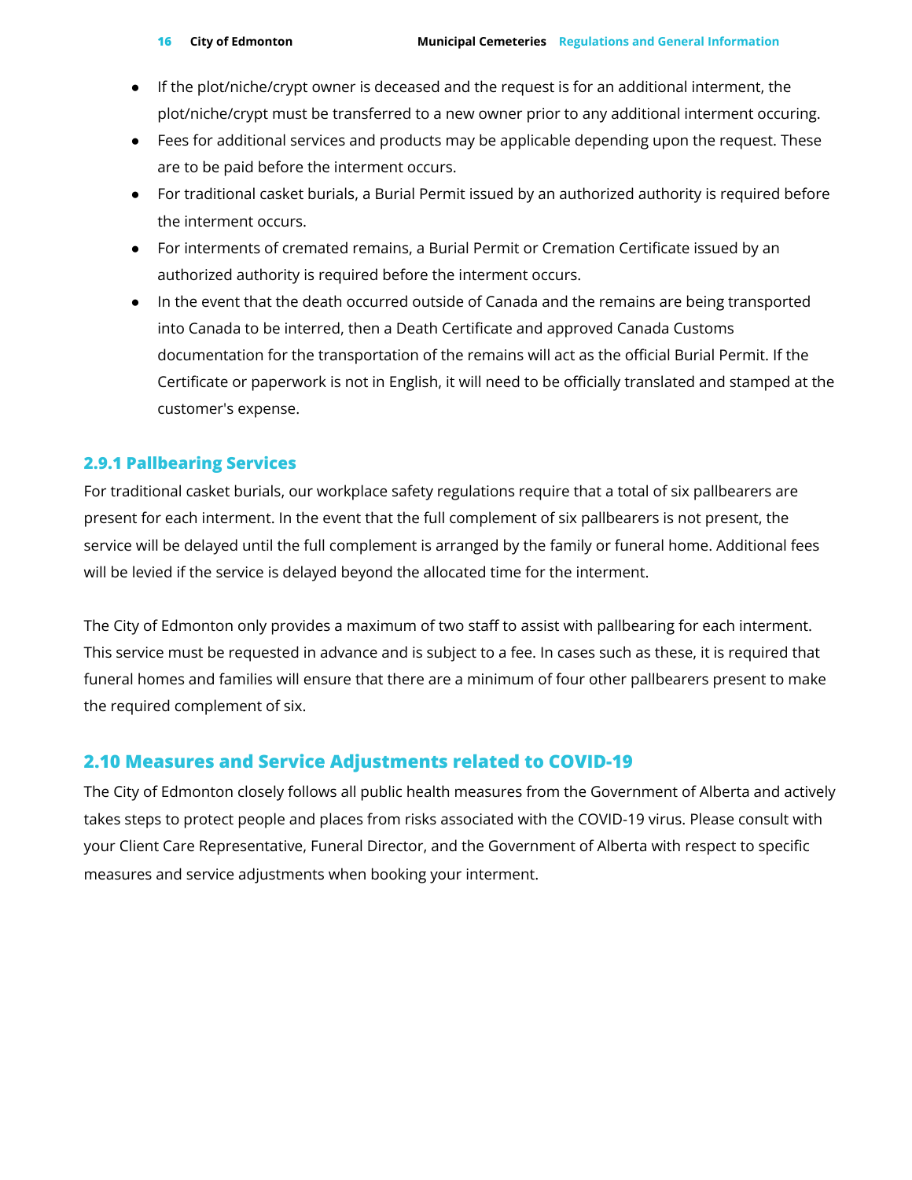- If the plot/niche/crypt owner is deceased and the request is for an additional interment, the plot/niche/crypt must be transferred to a new owner prior to any additional interment occuring.
- Fees for additional services and products may be applicable depending upon the request. These are to be paid before the interment occurs.
- For traditional casket burials, a Burial Permit issued by an authorized authority is required before the interment occurs.
- For interments of cremated remains, a Burial Permit or Cremation Certificate issued by an authorized authority is required before the interment occurs.
- In the event that the death occurred outside of Canada and the remains are being transported into Canada to be interred, then a Death Certificate and approved Canada Customs documentation for the transportation of the remains will act as the official Burial Permit. If the Certificate or paperwork is not in English, it will need to be officially translated and stamped at the customer's expense.

### 2.9.1 Pallbearing Services

For traditional casket burials, our workplace safety regulations require that a total of six pallbearers are present for each interment. In the event that the full complement of six pallbearers is not present, the service will be delayed until the full complement is arranged by the family or funeral home. Additional fees will be levied if the service is delayed beyond the allocated time for the interment.

The City of Edmonton only provides a maximum of two staff to assist with pallbearing for each interment. This service must be requested in advance and is subject to a fee. In cases such as these, it is required that funeral homes and families will ensure that there are a minimum of four other pallbearers present to make the required complement of six.

## 2.10 Measures and Service Adjustments related to COVID-19

The City of Edmonton closely follows all public health measures from the Government of Alberta and actively takes steps to protect people and places from risks associated with the COVID-19 virus. Please consult with your Client Care Representative, Funeral Director, and the Government of Alberta with respect to specific measures and service adjustments when booking your interment.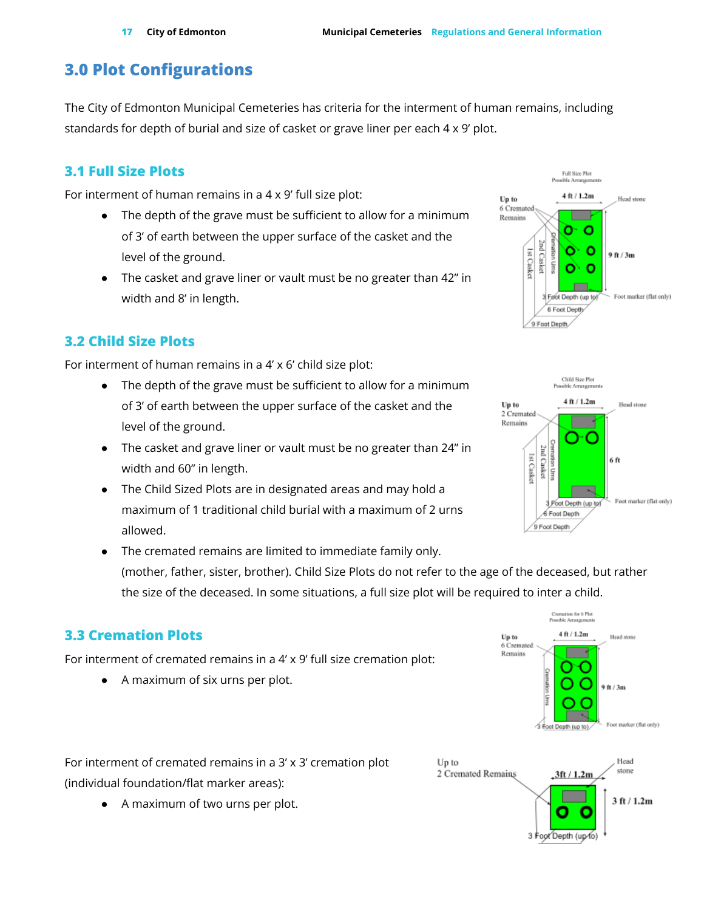# 3.0 Plot Configurations

The City of Edmonton Municipal Cemeteries has criteria for the interment of human remains, including standards for depth of burial and size of casket or grave liner per each 4 x 9' plot.

## 3.1 Full Size Plots

For interment of human remains in a 4 x 9' full size plot:

- The depth of the grave must be sufficient to allow for a minimum of 3' of earth between the upper surface of the casket and the level of the ground.
- The casket and grave liner or vault must be no greater than 42" in width and 8' in length.

## 3.2 Child Size Plots

For interment of human remains in a 4' x 6' child size plot:

- The depth of the grave must be sufficient to allow for a minimum of 3' of earth between the upper surface of the casket and the level of the ground.
- The casket and grave liner or vault must be no greater than 24" in width and 60" in length.
- The Child Sized Plots are in designated areas and may hold a maximum of 1 traditional child burial with a maximum of 2 urns allowed.
- The cremated remains are limited to immediate family only. (mother, father, sister, brother). Child Size Plots do not refer to the age of the deceased, but rather the size of the deceased. In some situations, a full size plot will be required to inter a child.

## 3.3 Cremation Plots

For interment of cremated remains in a 4' x 9' full size cremation plot:

- A maximum of six urns per plot.

For interment of cremated remains in a 3' x 3' cremation plot (individual foundation/flat marker areas):

- A maximum of two urns per plot.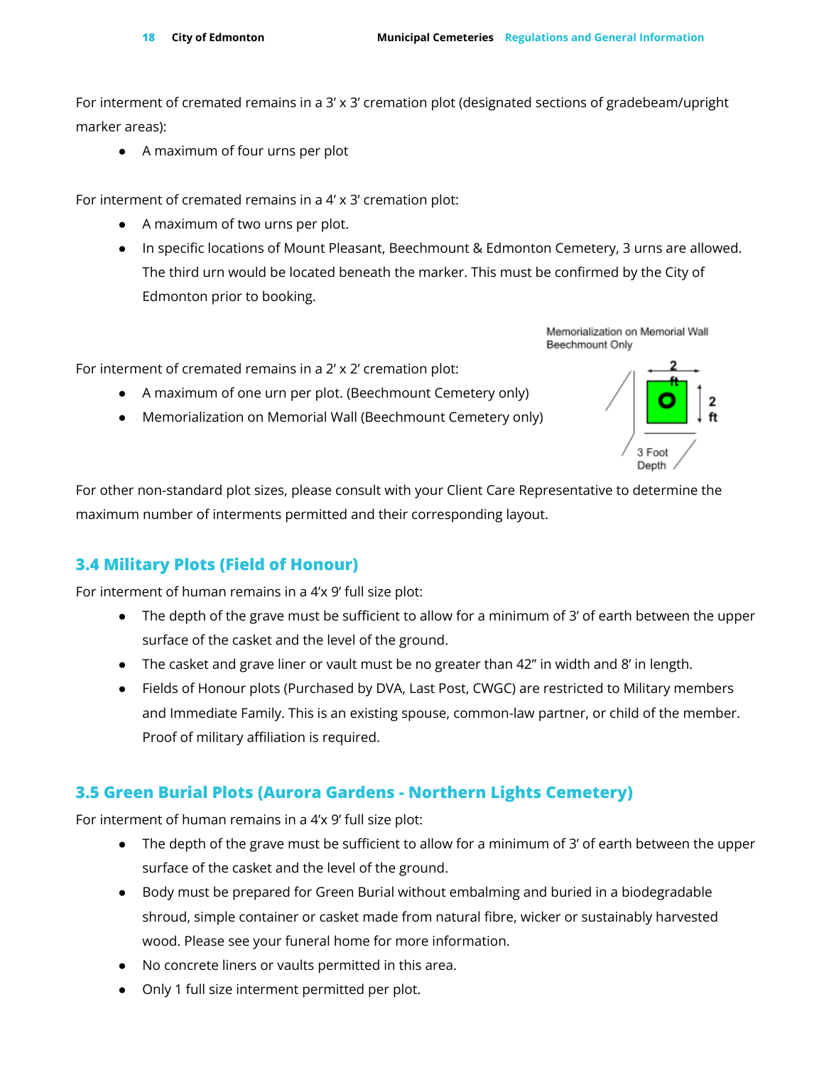For interment of cremated remains in a 3' x 3' cremation plot (designated sections of gradebeam/upright marker areas):

- A maximum of four urns per plot

For interment of cremated remains in a 4' x 3' cremation plot:

- A maximum of two urns per plot.
- In specific locations of Mount Pleasant, Beechmount & Edmonton Cemetery, 3 urns are allowed. The third urn would be located beneath the marker. This must be confirmed by the City of Edmonton prior to booking.

For interment of cremated remains in a 2' x 2' cremation plot:

- A maximum of one urn per plot. (Beechmount Cemetery only)
- Memorialization on Memorial Wall (Beechmount Cemetery only)

Memorialization on Memorial Wall Beechmount Only

2 ft

2 ft

3 Foot Depth

For other non-standard plot sizes, please consult with your Client Care Representative to determine the maximum number of interments permitted and their corresponding layout.

## 3.4 Military Plots (Field of Honour)

For interment of human remains in a 4'x 9' full size plot:

- The depth of the grave must be sufficient to allow for a minimum of 3' of earth between the upper surface of the casket and the level of the ground.
- The casket and grave liner or vault must be no greater than 42" in width and 8' in length.
- Fields of Honour plots (Purchased by DVA, Last Post, CWGC) are restricted to Military members and Immediate Family. This is an existing spouse, common-law partner, or child of the member. Proof of military affiliation is required.

## 3.5 Green Burial Plots (Aurora Gardens - Northern Lights Cemetery)

For interment of human remains in a 4'x 9' full size plot:

- The depth of the grave must be sufficient to allow for a minimum of 3' of earth between the upper surface of the casket and the level of the ground.
- Body must be prepared for Green Burial without embalming and buried in a biodegradable shroud, simple container or casket made from natural fibre, wicker or sustainably harvested wood. Please see your funeral home for more information.
- No concrete liners or vaults permitted in this area.
- Only 1 full size interment permitted per plot.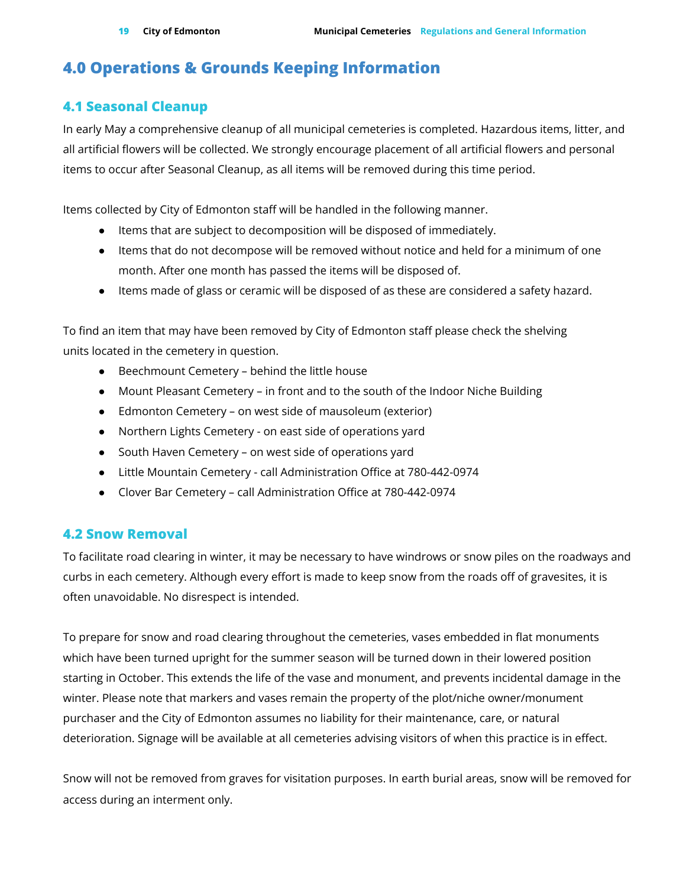# 4.0 Operations & Grounds Keeping Information

## 4.1 Seasonal Cleanup

In early May a comprehensive cleanup of all municipal cemeteries is completed. Hazardous items, litter, and all artificial flowers will be collected. We strongly encourage placement of all artificial flowers and personal items to occur after Seasonal Cleanup, as all items will be removed during this time period.

Items collected by City of Edmonton staff will be handled in the following manner.

- Items that are subject to decomposition will be disposed of immediately.
- Items that do not decompose will be removed without notice and held for a minimum of one month. After one month has passed the items will be disposed of.
- Items made of glass or ceramic will be disposed of as these are considered a safety hazard.

To find an item that may have been removed by City of Edmonton staff please check the shelving units located in the cemetery in question.

- Beechmount Cemetery – behind the little house
- Mount Pleasant Cemetery – in front and to the south of the Indoor Niche Building
- Edmonton Cemetery – on west side of mausoleum (exterior)
- Northern Lights Cemetery - on east side of operations yard
- South Haven Cemetery – on west side of operations yard
- Little Mountain Cemetery - call Administration Office at 780-442-0974
- Clover Bar Cemetery – call Administration Office at 780-442-0974

## 4.2 Snow Removal

To facilitate road clearing in winter, it may be necessary to have windrows or snow piles on the roadways and curbs in each cemetery. Although every effort is made to keep snow from the roads off of gravesites, it is often unavoidable. No disrespect is intended.

To prepare for snow and road clearing throughout the cemeteries, vases embedded in flat monuments which have been turned upright for the summer season will be turned down in their lowered position starting in October. This extends the life of the vase and monument, and prevents incidental damage in the winter. Please note that markers and vases remain the property of the plot/niche owner/monument purchaser and the City of Edmonton assumes no liability for their maintenance, care, or natural deterioration. Signage will be available at all cemeteries advising visitors of when this practice is in effect.

Snow will not be removed from graves for visitation purposes. In earth burial areas, snow will be removed for access during an interment only.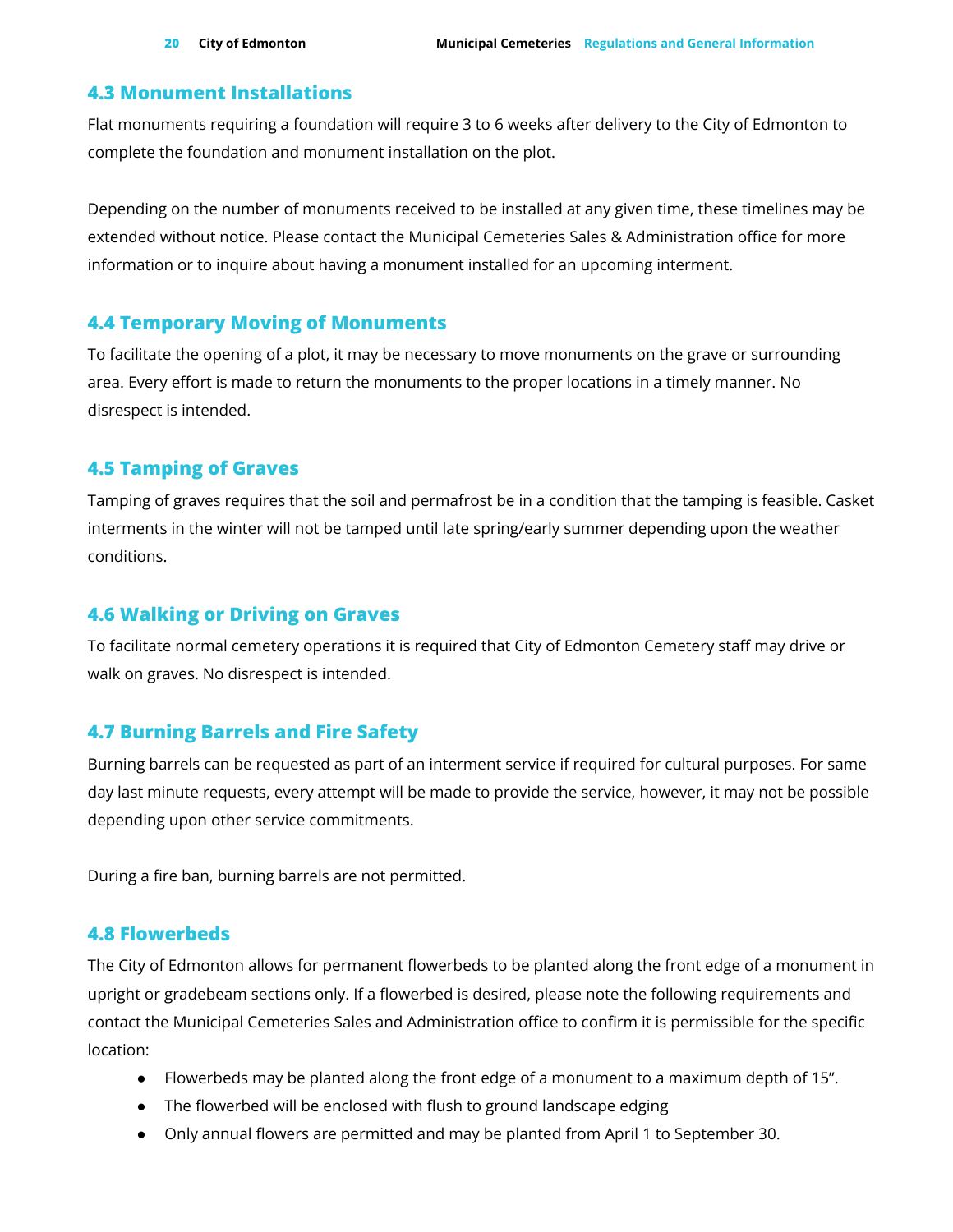### 4.3 Monument Installations

Flat monuments requiring a foundation will require 3 to 6 weeks after delivery to the City of Edmonton to complete the foundation and monument installation on the plot.

Depending on the number of monuments received to be installed at any given time, these timelines may be extended without notice. Please contact the Municipal Cemeteries Sales & Administration office for more information or to inquire about having a monument installed for an upcoming interment.

### 4.4 Temporary Moving of Monuments

To facilitate the opening of a plot, it may be necessary to move monuments on the grave or surrounding area. Every effort is made to return the monuments to the proper locations in a timely manner. No disrespect is intended.

### 4.5 Tamping of Graves

Tamping of graves requires that the soil and permafrost be in a condition that the tamping is feasible. Casket interments in the winter will not be tamped until late spring/early summer depending upon the weather conditions.

### 4.6 Walking or Driving on Graves

To facilitate normal cemetery operations it is required that City of Edmonton Cemetery staff may drive or walk on graves. No disrespect is intended.

### 4.7 Burning Barrels and Fire Safety

Burning barrels can be requested as part of an interment service if required for cultural purposes. For same day last minute requests, every attempt will be made to provide the service, however, it may not be possible depending upon other service commitments.

During a fire ban, burning barrels are not permitted.

### 4.8 Flowerbeds

The City of Edmonton allows for permanent flowerbeds to be planted along the front edge of a monument in upright or gradebeam sections only. If a flowerbed is desired, please note the following requirements and contact the Municipal Cemeteries Sales and Administration office to confirm it is permissible for the specific location:

- Flowerbeds may be planted along the front edge of a monument to a maximum depth of 15”.
- The flowerbed will be enclosed with flush to ground landscape edging
- Only annual flowers are permitted and may be planted from April 1 to September 30.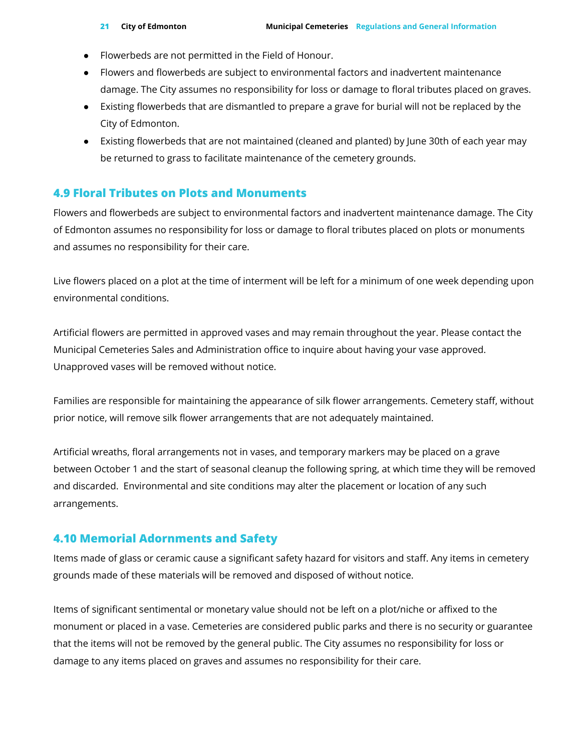- Flowerbeds are not permitted in the Field of Honour.
- Flowers and flowerbeds are subject to environmental factors and inadvertent maintenance damage. The City assumes no responsibility for loss or damage to floral tributes placed on graves.
- Existing flowerbeds that are dismantled to prepare a grave for burial will not be replaced by the City of Edmonton.
- Existing flowerbeds that are not maintained (cleaned and planted) by June 30th of each year may be returned to grass to facilitate maintenance of the cemetery grounds.

## 4.9 Floral Tributes on Plots and Monuments

Flowers and flowerbeds are subject to environmental factors and inadvertent maintenance damage. The City of Edmonton assumes no responsibility for loss or damage to floral tributes placed on plots or monuments and assumes no responsibility for their care.

Live flowers placed on a plot at the time of interment will be left for a minimum of one week depending upon environmental conditions.

Artificial flowers are permitted in approved vases and may remain throughout the year. Please contact the Municipal Cemeteries Sales and Administration office to inquire about having your vase approved. Unapproved vases will be removed without notice.

Families are responsible for maintaining the appearance of silk flower arrangements. Cemetery staff, without prior notice, will remove silk flower arrangements that are not adequately maintained.

Artificial wreaths, floral arrangements not in vases, and temporary markers may be placed on a grave between October 1 and the start of seasonal cleanup the following spring, at which time they will be removed and discarded. Environmental and site conditions may alter the placement or location of any such arrangements.

## 4.10 Memorial Adornments and Safety

Items made of glass or ceramic cause a significant safety hazard for visitors and staff. Any items in cemetery grounds made of these materials will be removed and disposed of without notice.

Items of significant sentimental or monetary value should not be left on a plot/niche or affixed to the monument or placed in a vase. Cemeteries are considered public parks and there is no security or guarantee that the items will not be removed by the general public. The City assumes no responsibility for loss or damage to any items placed on graves and assumes no responsibility for their care.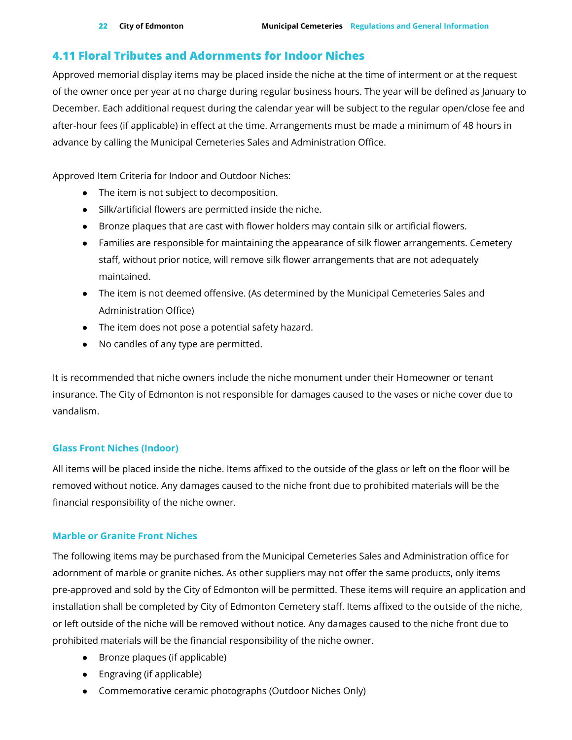## 4.11 Floral Tributes and Adornments for Indoor Niches

Approved memorial display items may be placed inside the niche at the time of interment or at the request of the owner once per year at no charge during regular business hours. The year will be defined as January to December. Each additional request during the calendar year will be subject to the regular open/close fee and after-hour fees (if applicable) in effect at the time. Arrangements must be made a minimum of 48 hours in advance by calling the Municipal Cemeteries Sales and Administration Office.

Approved Item Criteria for Indoor and Outdoor Niches:

- The item is not subject to decomposition.
- Silk/artificial flowers are permitted inside the niche.
- Bronze plaques that are cast with flower holders may contain silk or artificial flowers.
- Families are responsible for maintaining the appearance of silk flower arrangements. Cemetery staff, without prior notice, will remove silk flower arrangements that are not adequately maintained.
- The item is not deemed offensive. (As determined by the Municipal Cemeteries Sales and Administration Office)
- The item does not pose a potential safety hazard.
- No candles of any type are permitted.

It is recommended that niche owners include the niche monument under their Homeowner or tenant insurance. The City of Edmonton is not responsible for damages caused to the vases or niche cover due to vandalism.

### Glass Front Niches (Indoor)

All items will be placed inside the niche. Items affixed to the outside of the glass or left on the floor will be removed without notice. Any damages caused to the niche front due to prohibited materials will be the financial responsibility of the niche owner.

### Marble or Granite Front Niches

The following items may be purchased from the Municipal Cemeteries Sales and Administration office for adornment of marble or granite niches. As other suppliers may not offer the same products, only items pre-approved and sold by the City of Edmonton will be permitted. These items will require an application and installation shall be completed by City of Edmonton Cemetery staff. Items affixed to the outside of the niche, or left outside of the niche will be removed without notice. Any damages caused to the niche front due to prohibited materials will be the financial responsibility of the niche owner.

- Bronze plaques (if applicable)
- Engraving (if applicable)
- Commemorative ceramic photographs (Outdoor Niches Only)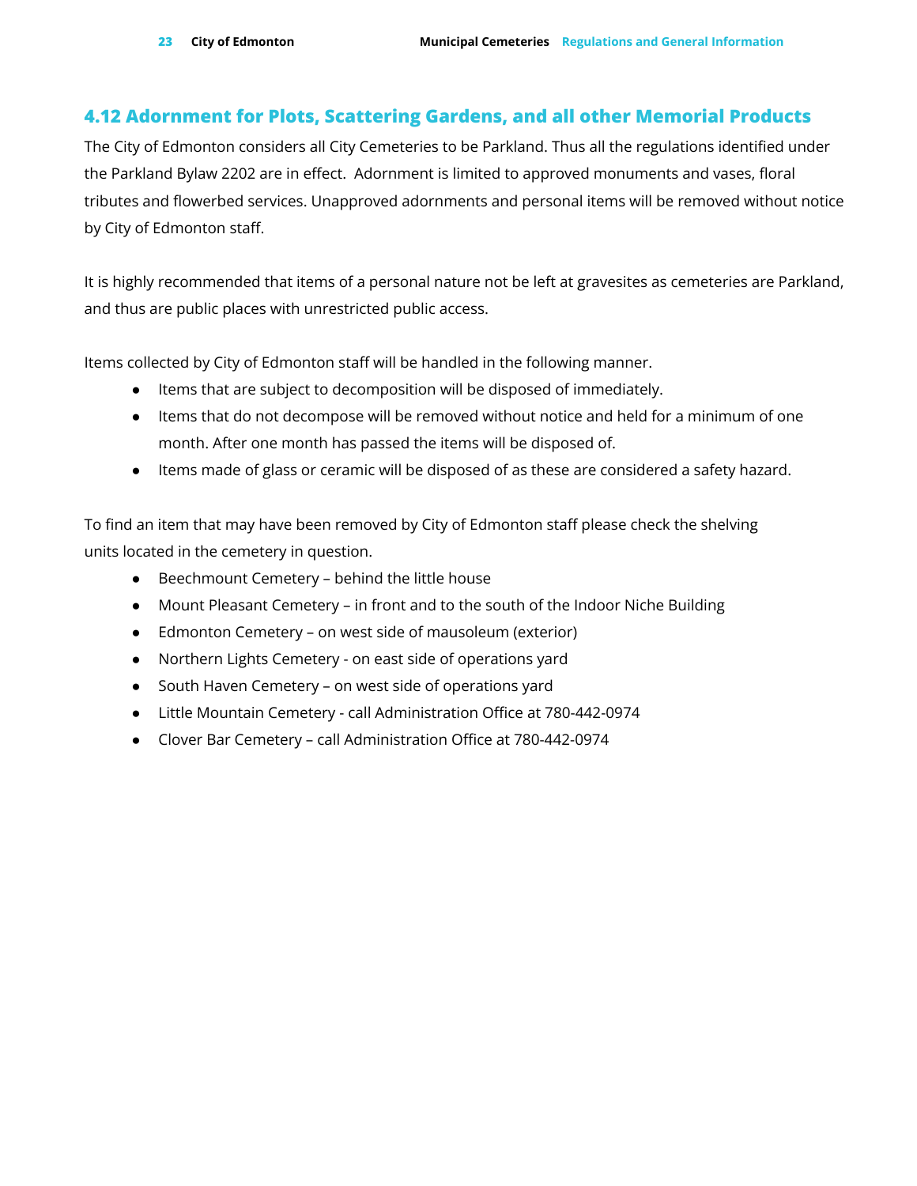## 4.12 Adornment for Plots, Scattering Gardens, and all other Memorial Products

The City of Edmonton considers all City Cemeteries to be Parkland. Thus all the regulations identified under the Parkland Bylaw 2202 are in effect. Adornment is limited to approved monuments and vases, floral tributes and flowerbed services. Unapproved adornments and personal items will be removed without notice by City of Edmonton staff.

It is highly recommended that items of a personal nature not be left at gravesites as cemeteries are Parkland, and thus are public places with unrestricted public access.

Items collected by City of Edmonton staff will be handled in the following manner.

- Items that are subject to decomposition will be disposed of immediately.
- Items that do not decompose will be removed without notice and held for a minimum of one month. After one month has passed the items will be disposed of.
- Items made of glass or ceramic will be disposed of as these are considered a safety hazard.

To find an item that may have been removed by City of Edmonton staff please check the shelving units located in the cemetery in question.

- Beechmount Cemetery – behind the little house
- Mount Pleasant Cemetery – in front and to the south of the Indoor Niche Building
- Edmonton Cemetery – on west side of mausoleum (exterior)
- Northern Lights Cemetery - on east side of operations yard
- South Haven Cemetery – on west side of operations yard
- Little Mountain Cemetery - call Administration Office at 780-442-0974
- Clover Bar Cemetery – call Administration Office at 780-442-0974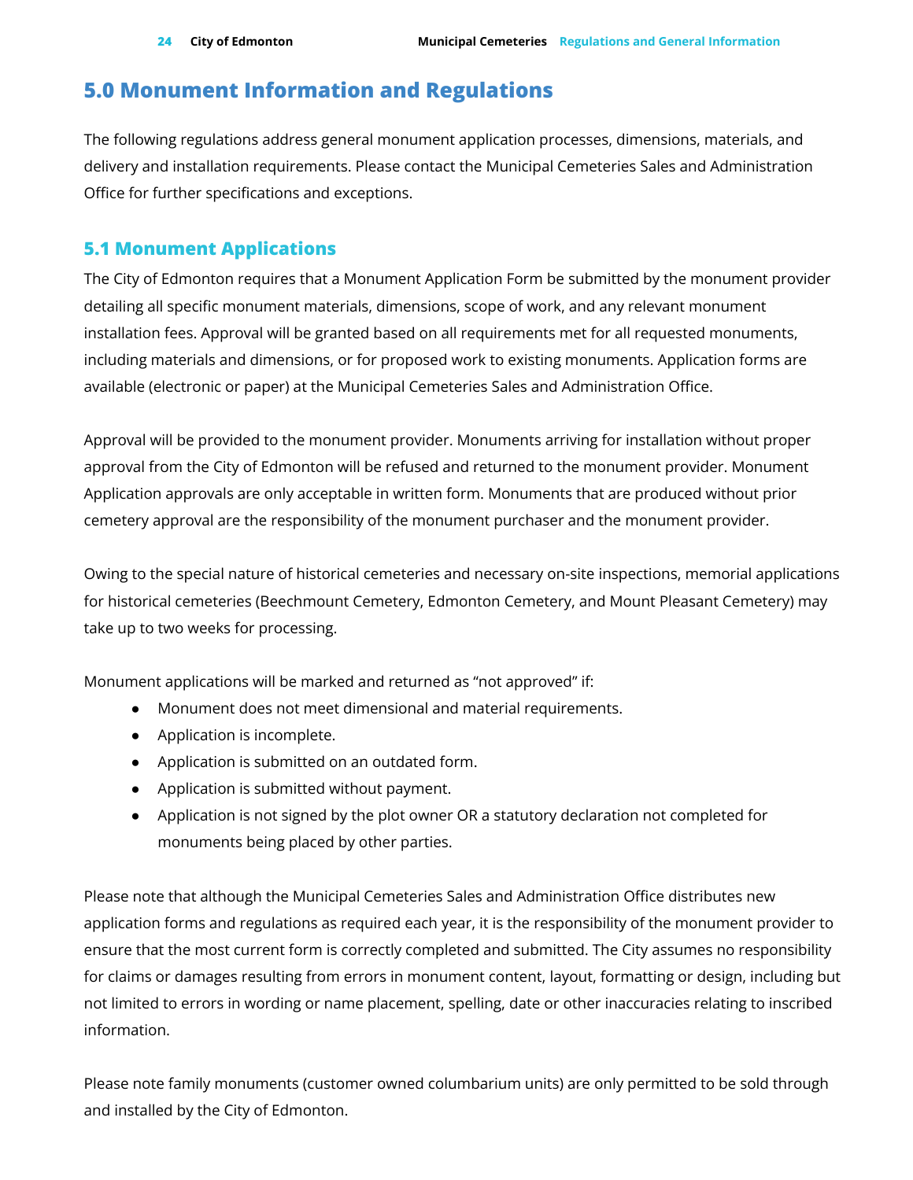# 5.0 Monument Information and Regulations

The following regulations address general monument application processes, dimensions, materials, and delivery and installation requirements. Please contact the Municipal Cemeteries Sales and Administration Office for further specifications and exceptions.

## 5.1 Monument Applications

The City of Edmonton requires that a Monument Application Form be submitted by the monument provider detailing all specific monument materials, dimensions, scope of work, and any relevant monument installation fees. Approval will be granted based on all requirements met for all requested monuments, including materials and dimensions, or for proposed work to existing monuments. Application forms are available (electronic or paper) at the Municipal Cemeteries Sales and Administration Office.

Approval will be provided to the monument provider. Monuments arriving for installation without proper approval from the City of Edmonton will be refused and returned to the monument provider. Monument Application approvals are only acceptable in written form. Monuments that are produced without prior cemetery approval are the responsibility of the monument purchaser and the monument provider.

Owing to the special nature of historical cemeteries and necessary on-site inspections, memorial applications for historical cemeteries (Beechmount Cemetery, Edmonton Cemetery, and Mount Pleasant Cemetery) may take up to two weeks for processing.

Monument applications will be marked and returned as "not approved" if:

- Monument does not meet dimensional and material requirements.
- Application is incomplete.
- Application is submitted on an outdated form.
- Application is submitted without payment.
- Application is not signed by the plot owner OR a statutory declaration not completed for monuments being placed by other parties.

Please note that although the Municipal Cemeteries Sales and Administration Office distributes new application forms and regulations as required each year, it is the responsibility of the monument provider to ensure that the most current form is correctly completed and submitted. The City assumes no responsibility for claims or damages resulting from errors in monument content, layout, formatting or design, including but not limited to errors in wording or name placement, spelling, date or other inaccuracies relating to inscribed information.

Please note family monuments (customer owned columbarium units) are only permitted to be sold through and installed by the City of Edmonton.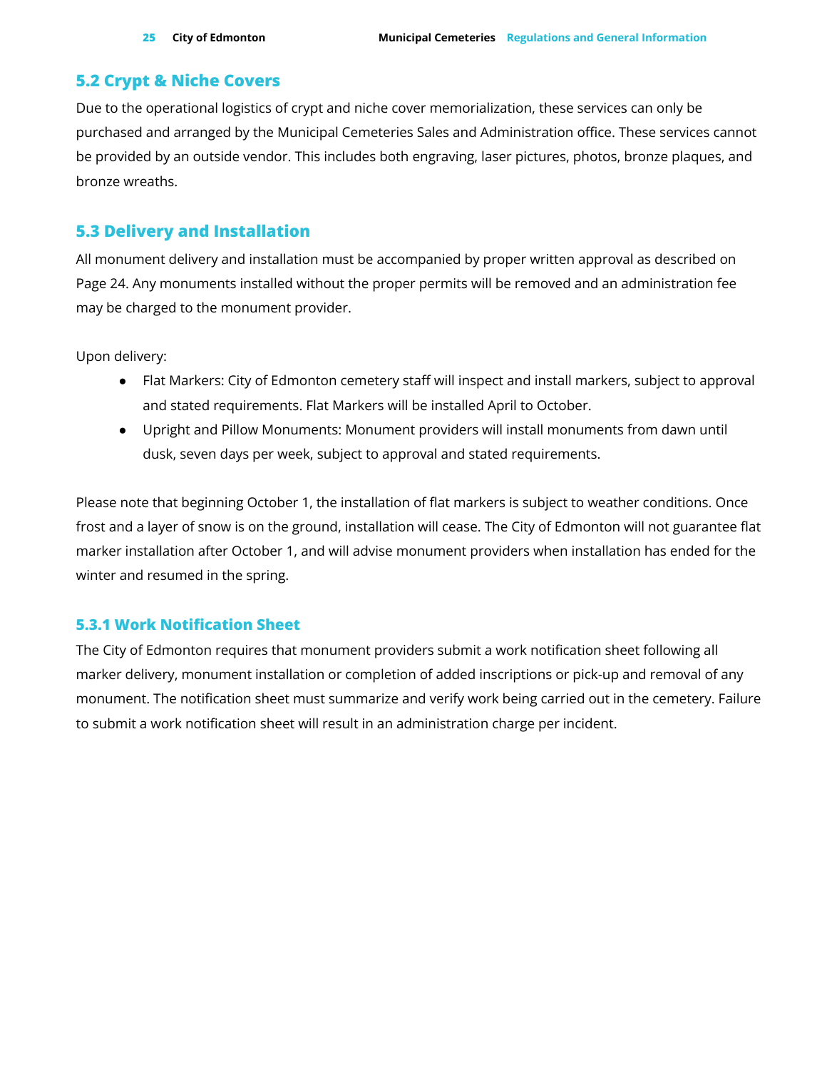## 5.2 Crypt & Niche Covers

Due to the operational logistics of crypt and niche cover memorialization, these services can only be purchased and arranged by the Municipal Cemeteries Sales and Administration office. These services cannot be provided by an outside vendor. This includes both engraving, laser pictures, photos, bronze plaques, and bronze wreaths.

## 5.3 Delivery and Installation

All monument delivery and installation must be accompanied by proper written approval as described on Page 24. Any monuments installed without the proper permits will be removed and an administration fee may be charged to the monument provider.

Upon delivery:

- Flat Markers: City of Edmonton cemetery staff will inspect and install markers, subject to approval and stated requirements. Flat Markers will be installed April to October.
- Upright and Pillow Monuments: Monument providers will install monuments from dawn until dusk, seven days per week, subject to approval and stated requirements.

Please note that beginning October 1, the installation of flat markers is subject to weather conditions. Once frost and a layer of snow is on the ground, installation will cease. The City of Edmonton will not guarantee flat marker installation after October 1, and will advise monument providers when installation has ended for the winter and resumed in the spring.

### 5.3.1 Work Notification Sheet

The City of Edmonton requires that monument providers submit a work notification sheet following all marker delivery, monument installation or completion of added inscriptions or pick-up and removal of any monument. The notification sheet must summarize and verify work being carried out in the cemetery. Failure to submit a work notification sheet will result in an administration charge per incident.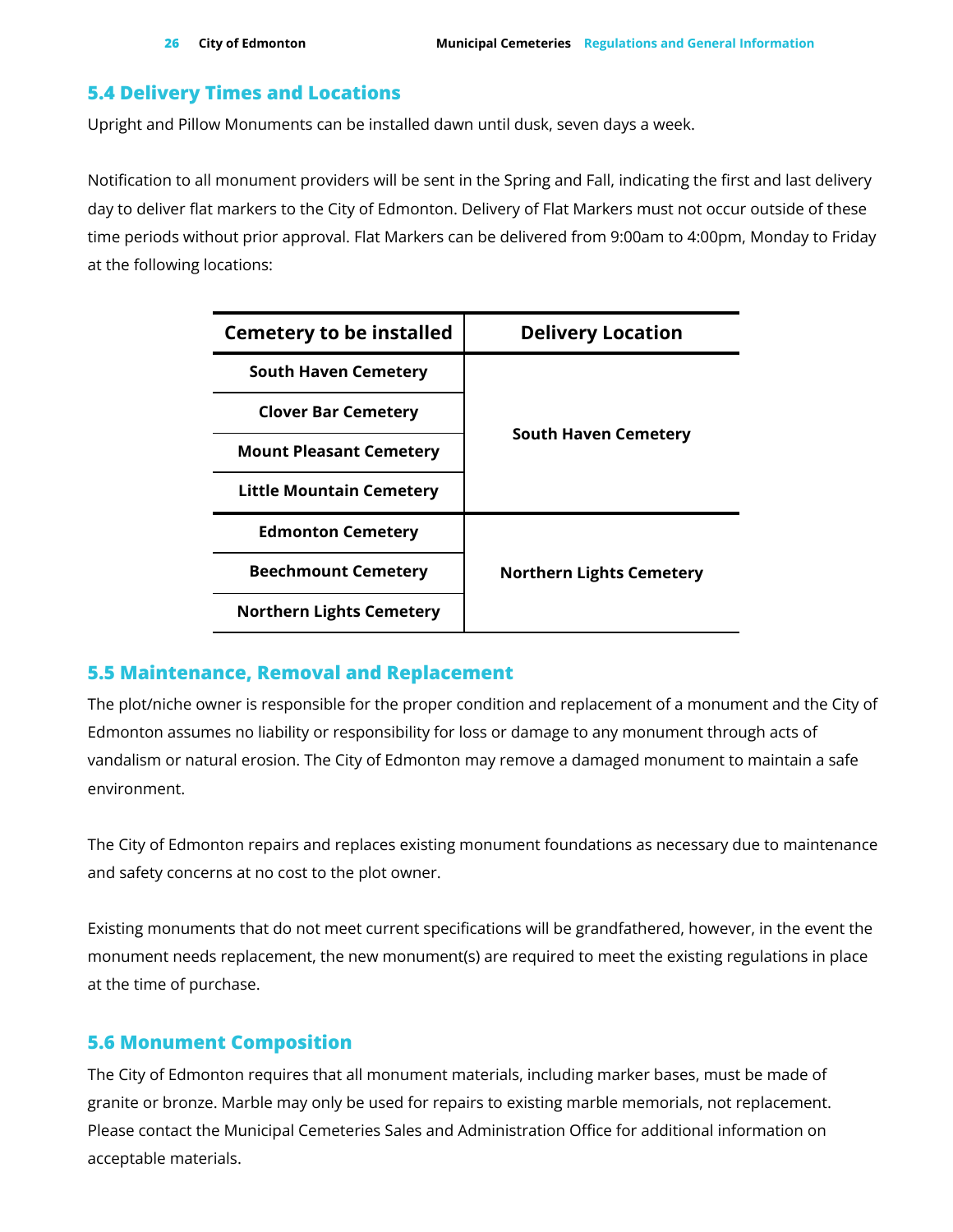## 5.4 Delivery Times and Locations

Upright and Pillow Monuments can be installed dawn until dusk, seven days a week.

Notification to all monument providers will be sent in the Spring and Fall, indicating the first and last delivery day to deliver flat markers to the City of Edmonton. Delivery of Flat Markers must not occur outside of these time periods without prior approval. Flat Markers can be delivered from 9:00am to 4:00pm, Monday to Friday at the following locations:

| Cemetery to be installed | Delivery Location |
|---|---|
| **South Haven Cemetery** | **South Haven Cemetery** |
| **Clover Bar Cemetery** | |
| **Mount Pleasant Cemetery** | |
| **Little Mountain Cemetery** | |
| **Edmonton Cemetery** | **Northern Lights Cemetery** |
| **Beechmount Cemetery** | |
| **Northern Lights Cemetery** | |

## 5.5 Maintenance, Removal and Replacement

The plot/niche owner is responsible for the proper condition and replacement of a monument and the City of Edmonton assumes no liability or responsibility for loss or damage to any monument through acts of vandalism or natural erosion. The City of Edmonton may remove a damaged monument to maintain a safe environment.

The City of Edmonton repairs and replaces existing monument foundations as necessary due to maintenance and safety concerns at no cost to the plot owner.

Existing monuments that do not meet current specifications will be grandfathered, however, in the event the monument needs replacement, the new monument(s) are required to meet the existing regulations in place at the time of purchase.

## 5.6 Monument Composition

The City of Edmonton requires that all monument materials, including marker bases, must be made of granite or bronze. Marble may only be used for repairs to existing marble memorials, not replacement. Please contact the Municipal Cemeteries Sales and Administration Office for additional information on acceptable materials.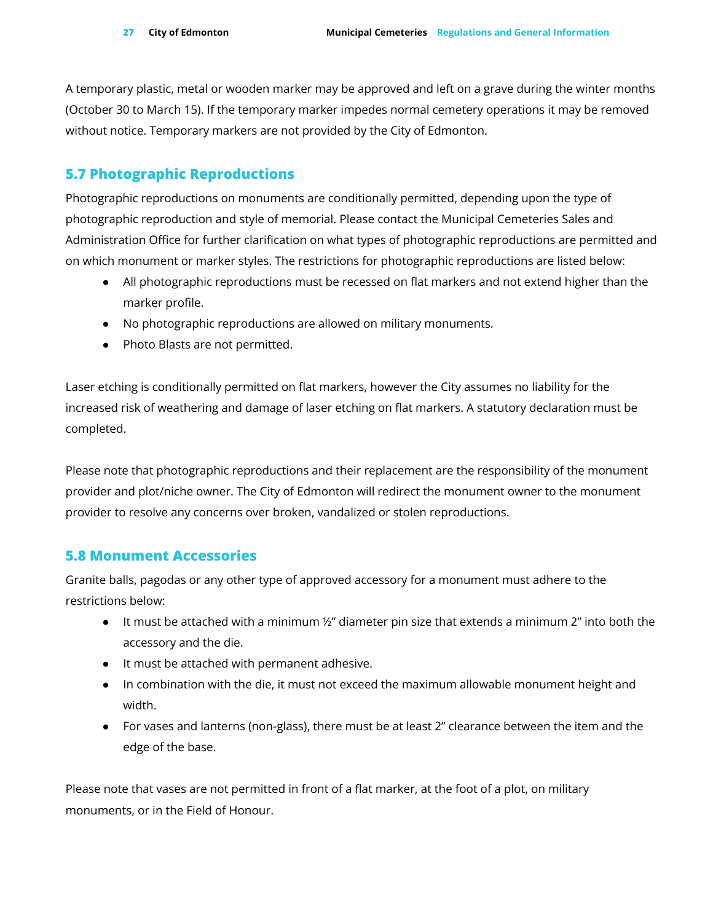A temporary plastic, metal or wooden marker may be approved and left on a grave during the winter months (October 30 to March 15). If the temporary marker impedes normal cemetery operations it may be removed without notice. Temporary markers are not provided by the City of Edmonton.

## 5.7 Photographic Reproductions

Photographic reproductions on monuments are conditionally permitted, depending upon the type of photographic reproduction and style of memorial. Please contact the Municipal Cemeteries Sales and Administration Office for further clarification on what types of photographic reproductions are permitted and on which monument or marker styles. The restrictions for photographic reproductions are listed below:

- All photographic reproductions must be recessed on flat markers and not extend higher than the marker profile.
- No photographic reproductions are allowed on military monuments.
- Photo Blasts are not permitted.

Laser etching is conditionally permitted on flat markers, however the City assumes no liability for the increased risk of weathering and damage of laser etching on flat markers. A statutory declaration must be completed.

Please note that photographic reproductions and their replacement are the responsibility of the monument provider and plot/niche owner. The City of Edmonton will redirect the monument owner to the monument provider to resolve any concerns over broken, vandalized or stolen reproductions.

## 5.8 Monument Accessories

Granite balls, pagodas or any other type of approved accessory for a monument must adhere to the restrictions below:

- It must be attached with a minimum ½" diameter pin size that extends a minimum 2" into both the accessory and the die.
- It must be attached with permanent adhesive.
- In combination with the die, it must not exceed the maximum allowable monument height and width.
- For vases and lanterns (non-glass), there must be at least 2" clearance between the item and the edge of the base.

Please note that vases are not permitted in front of a flat marker, at the foot of a plot, on military monuments, or in the Field of Honour.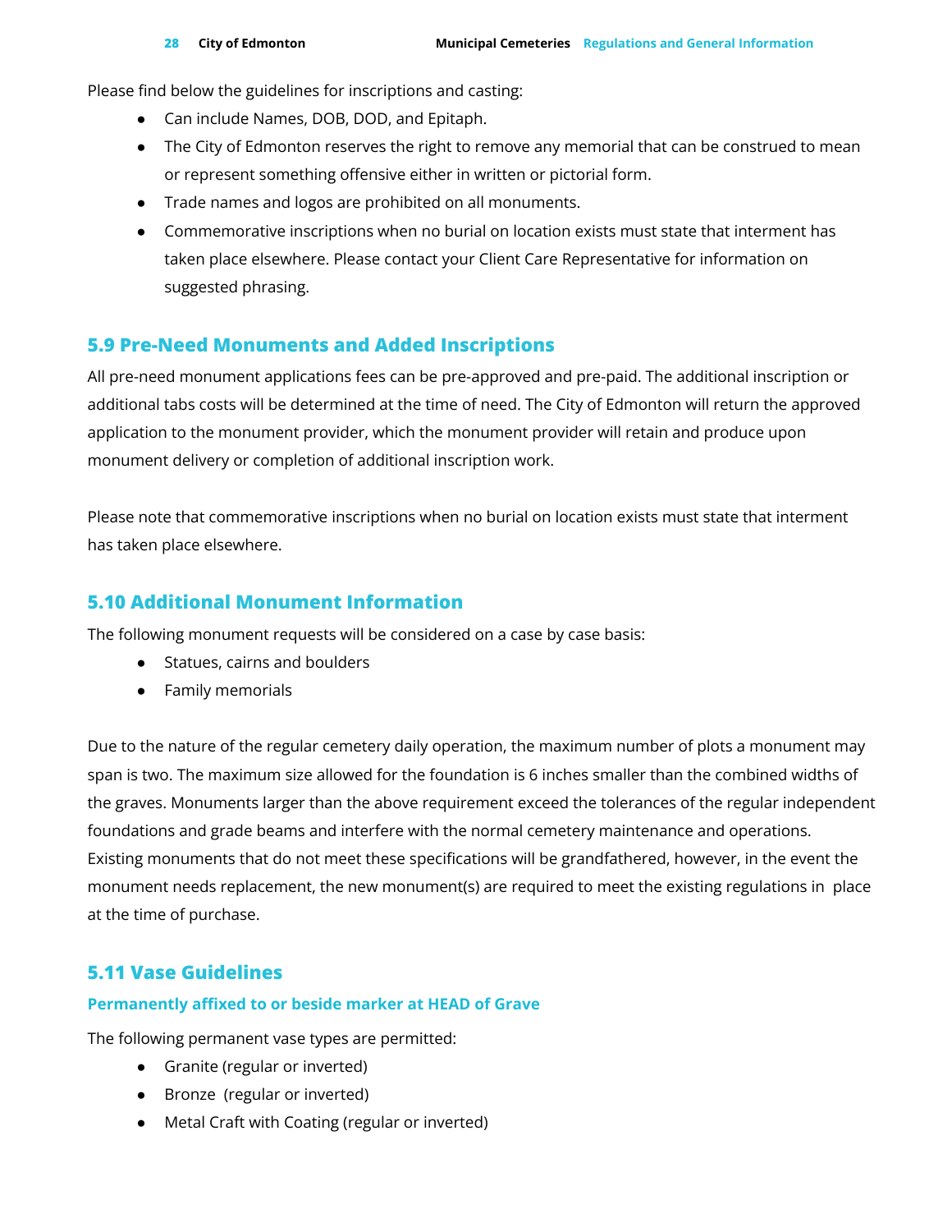Please find below the guidelines for inscriptions and casting:

- Can include Names, DOB, DOD, and Epitaph.
- The City of Edmonton reserves the right to remove any memorial that can be construed to mean or represent something offensive either in written or pictorial form.
- Trade names and logos are prohibited on all monuments.
- Commemorative inscriptions when no burial on location exists must state that interment has taken place elsewhere. Please contact your Client Care Representative for information on suggested phrasing.

## 5.9 Pre-Need Monuments and Added Inscriptions

All pre-need monument applications fees can be pre-approved and pre-paid. The additional inscription or additional tabs costs will be determined at the time of need. The City of Edmonton will return the approved application to the monument provider, which the monument provider will retain and produce upon monument delivery or completion of additional inscription work.

Please note that commemorative inscriptions when no burial on location exists must state that interment has taken place elsewhere.

## 5.10 Additional Monument Information

The following monument requests will be considered on a case by case basis:

- Statues, cairns and boulders
- Family memorials

Due to the nature of the regular cemetery daily operation, the maximum number of plots a monument may span is two. The maximum size allowed for the foundation is 6 inches smaller than the combined widths of the graves. Monuments larger than the above requirement exceed the tolerances of the regular independent foundations and grade beams and interfere with the normal cemetery maintenance and operations. Existing monuments that do not meet these specifications will be grandfathered, however, in the event the monument needs replacement, the new monument(s) are required to meet the existing regulations in place at the time of purchase.

## 5.11 Vase Guidelines

### Permanently affixed to or beside marker at HEAD of Grave

The following permanent vase types are permitted:

- Granite (regular or inverted)
- Bronze (regular or inverted)
- Metal Craft with Coating (regular or inverted)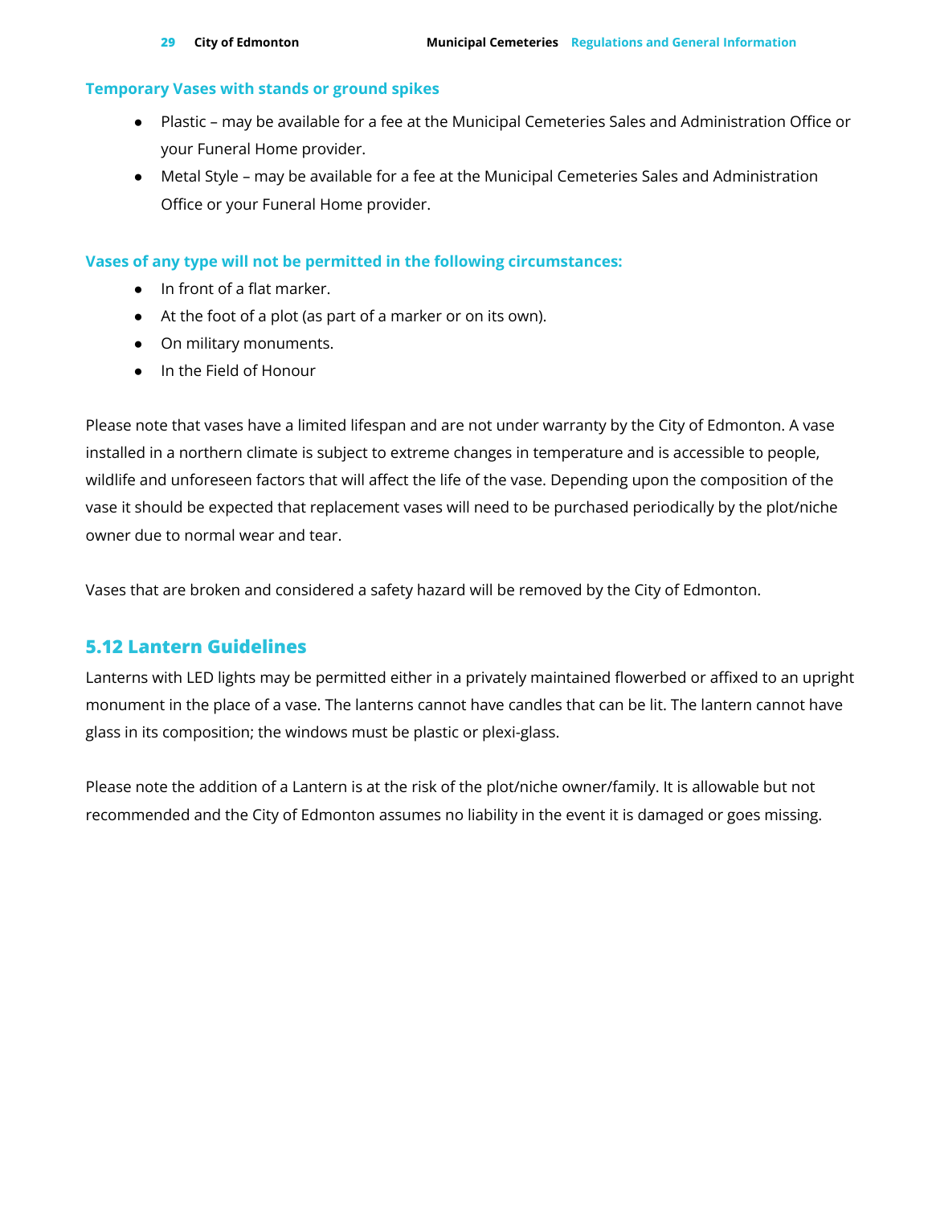### Temporary Vases with stands or ground spikes

- Plastic – may be available for a fee at the Municipal Cemeteries Sales and Administration Office or your Funeral Home provider.
- Metal Style – may be available for a fee at the Municipal Cemeteries Sales and Administration Office or your Funeral Home provider.

### Vases of any type will not be permitted in the following circumstances:

- In front of a flat marker.
- At the foot of a plot (as part of a marker or on its own).
- On military monuments.
- In the Field of Honour

Please note that vases have a limited lifespan and are not under warranty by the City of Edmonton. A vase installed in a northern climate is subject to extreme changes in temperature and is accessible to people, wildlife and unforeseen factors that will affect the life of the vase. Depending upon the composition of the vase it should be expected that replacement vases will need to be purchased periodically by the plot/niche owner due to normal wear and tear.

Vases that are broken and considered a safety hazard will be removed by the City of Edmonton.

## 5.12 Lantern Guidelines

Lanterns with LED lights may be permitted either in a privately maintained flowerbed or affixed to an upright monument in the place of a vase. The lanterns cannot have candles that can be lit. The lantern cannot have glass in its composition; the windows must be plastic or plexi-glass.

Please note the addition of a Lantern is at the risk of the plot/niche owner/family. It is allowable but not recommended and the City of Edmonton assumes no liability in the event it is damaged or goes missing.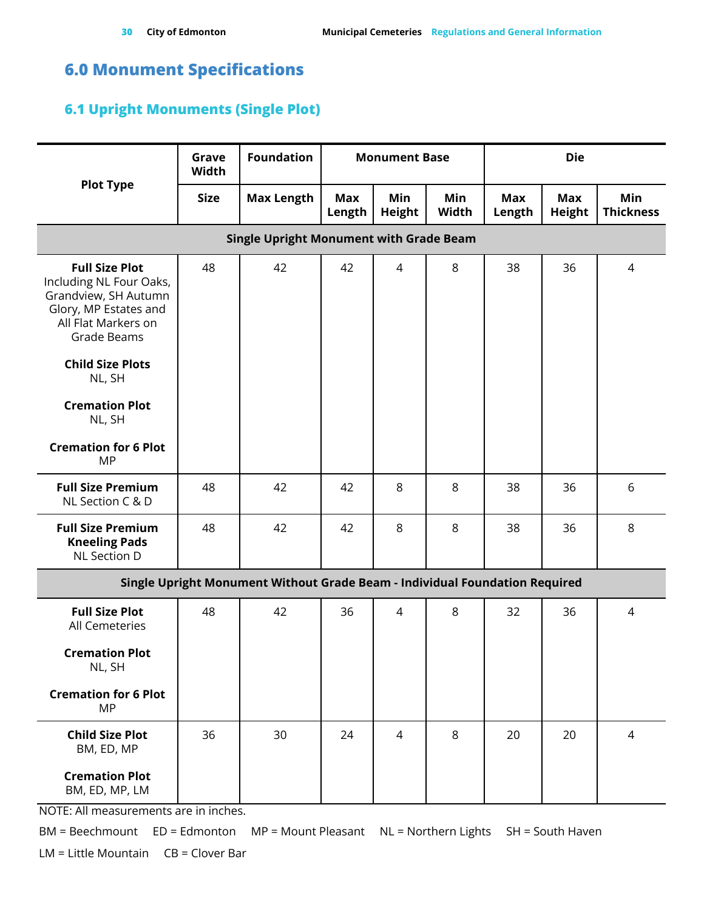# 6.0 Monument Specifications

## 6.1 Upright Monuments (Single Plot)

| Plot Type | Grave Width | Foundation | Monument Base | | | Die | | |
|---|---|---|---|---|---|---|---|---|
| | Size | Max Length | Max Length | Min Height | Min Width | Max Length | Max Height | Min Thickness |
| **Single Upright Monument with Grade Beam** | | | | | | | | |
| **Full Size Plot** Including NL Four Oaks, Grandview, SH Autumn Glory, MP Estates and All Flat Markers on Grade Beams<br><br>**Child Size Plots** NL, SH<br><br>**Cremation Plot** NL, SH<br><br>**Cremation for 6 Plot** MP | 48 | 42 | 42 | 4 | 8 | 38 | 36 | 4 |
| **Full Size Premium** NL Section C & D | 48 | 42 | 42 | 8 | 8 | 38 | 36 | 6 |
| **Full Size Premium Kneeling Pads** NL Section D | 48 | 42 | 42 | 8 | 8 | 38 | 36 | 8 |
| **Single Upright Monument Without Grade Beam - Individual Foundation Required** | | | | | | | | |
| **Full Size Plot** All Cemeteries<br><br>**Cremation Plot** NL, SH<br><br>**Cremation for 6 Plot** MP | 48 | 42 | 36 | 4 | 8 | 32 | 36 | 4 |
| **Child Size Plot** BM, ED, MP<br><br>**Cremation Plot** BM, ED, MP, LM | 36 | 30 | 24 | 4 | 8 | 20 | 20 | 4 |

NOTE: All measurements are in inches.

BM = Beechmount ED = Edmonton MP = Mount Pleasant NL = Northern Lights SH = South Haven

LM = Little Mountain CB = Clover Bar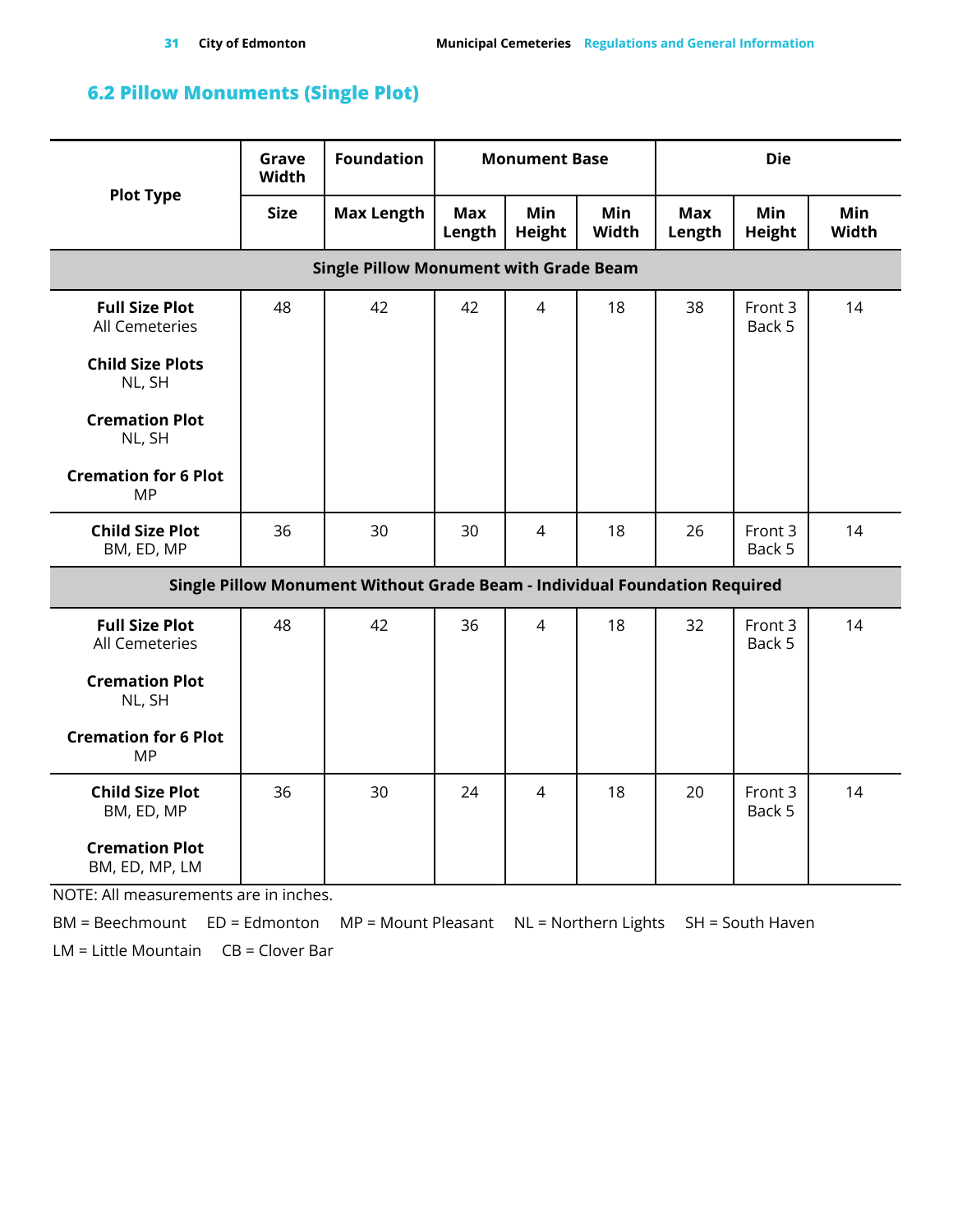## 6.2 Pillow Monuments (Single Plot)

| Plot Type | Grave Width | Foundation | Monument Base | | | Die | | |
|---|---|---|---|---|---|---|---|---|
| | Size | Max Length | Max Length | Min Height | Min Width | Max Length | Min Height | Min Width |
| **Single Pillow Monument with Grade Beam** | | | | | | | | |
| **Full Size Plot** All Cemeteries<br><br>**Child Size Plots** NL, SH<br><br>**Cremation Plot** NL, SH<br><br>**Cremation for 6 Plot** MP | 48 | 42 | 42 | 4 | 18 | 38 | Front 3<br>Back 5 | 14 |
| **Child Size Plot** BM, ED, MP | 36 | 30 | 30 | 4 | 18 | 26 | Front 3<br>Back 5 | 14 |
| **Single Pillow Monument Without Grade Beam - Individual Foundation Required** | | | | | | | | |
| **Full Size Plot** All Cemeteries<br><br>**Cremation Plot** NL, SH<br><br>**Cremation for 6 Plot** MP | 48 | 42 | 36 | 4 | 18 | 32 | Front 3<br>Back 5 | 14 |
| **Child Size Plot** BM, ED, MP<br><br>**Cremation Plot** BM, ED, MP, LM | 36 | 30 | 24 | 4 | 18 | 20 | Front 3<br>Back 5 | 14 |

NOTE: All measurements are in inches.

BM = Beechmount ED = Edmonton MP = Mount Pleasant NL = Northern Lights SH = South Haven

LM = Little Mountain CB = Clover Bar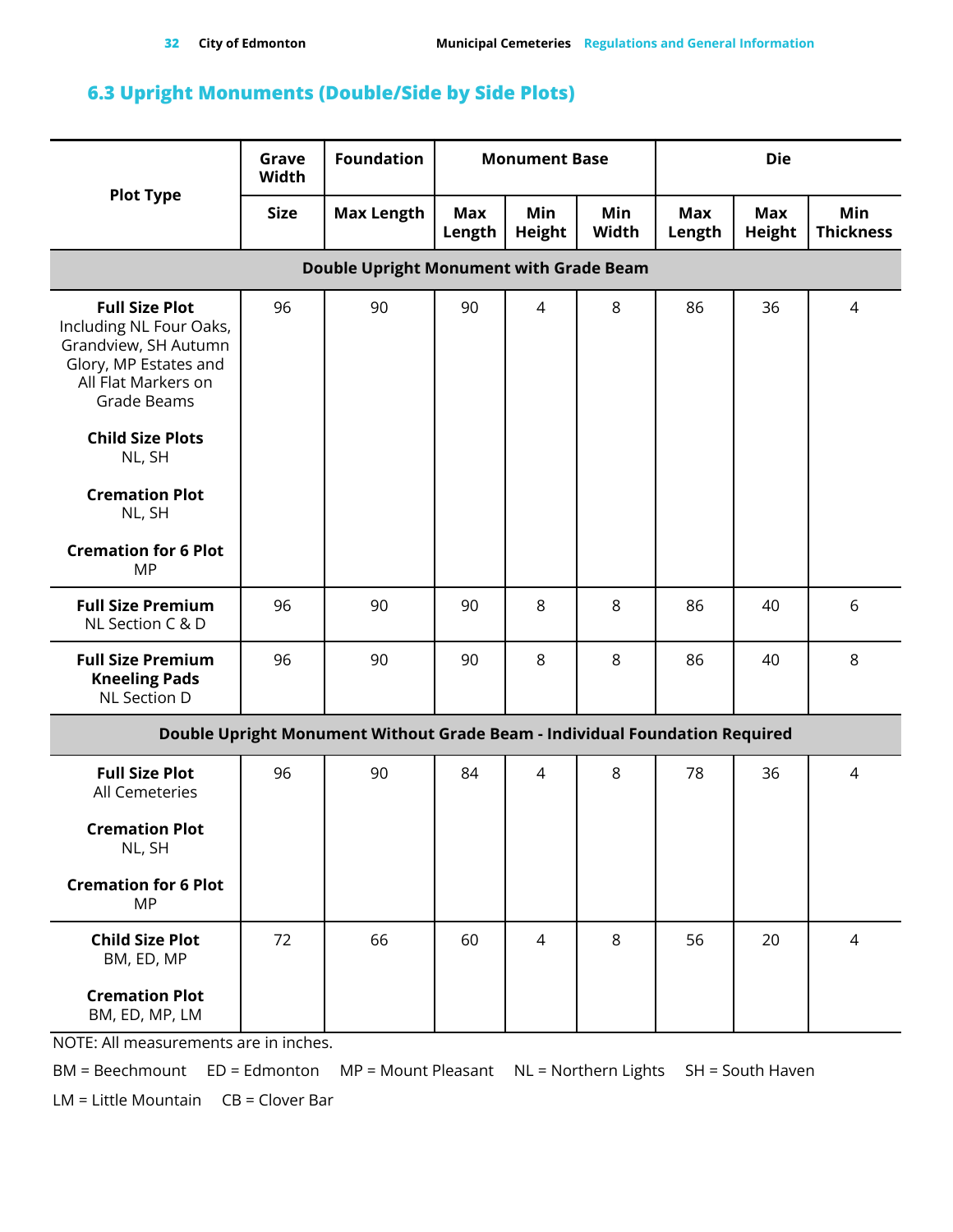### 6.3 Upright Monuments (Double/Side by Side Plots)

| Plot Type | Grave Width | Foundation | Monument Base | | | Die | | |
|---|---|---|---|---|---|---|---|---|
| | Size | Max Length | Max Length | Min Height | Min Width | Max Length | Max Height | Min Thickness |
| **Double Upright Monument with Grade Beam** | | | | | | | | |
| **Full Size Plot** Including NL Four Oaks, Grandview, SH Autumn Glory, MP Estates and All Flat Markers on Grade Beams<br><br>**Child Size Plots** NL, SH<br><br>**Cremation Plot** NL, SH<br><br>**Cremation for 6 Plot** MP | 96 | 90 | 90 | 4 | 8 | 86 | 36 | 4 |
| **Full Size Premium** NL Section C & D | 96 | 90 | 90 | 8 | 8 | 86 | 40 | 6 |
| **Full Size Premium Kneeling Pads** NL Section D | 96 | 90 | 90 | 8 | 8 | 86 | 40 | 8 |
| **Double Upright Monument Without Grade Beam - Individual Foundation Required** | | | | | | | | |
| **Full Size Plot** All Cemeteries<br><br>**Cremation Plot** NL, SH<br><br>**Cremation for 6 Plot** MP | 96 | 90 | 84 | 4 | 8 | 78 | 36 | 4 |
| **Child Size Plot** BM, ED, MP<br><br>**Cremation Plot** BM, ED, MP, LM | 72 | 66 | 60 | 4 | 8 | 56 | 20 | 4 |

NOTE: All measurements are in inches.

BM = Beechmount ED = Edmonton MP = Mount Pleasant NL = Northern Lights SH = South Haven

LM = Little Mountain CB = Clover Bar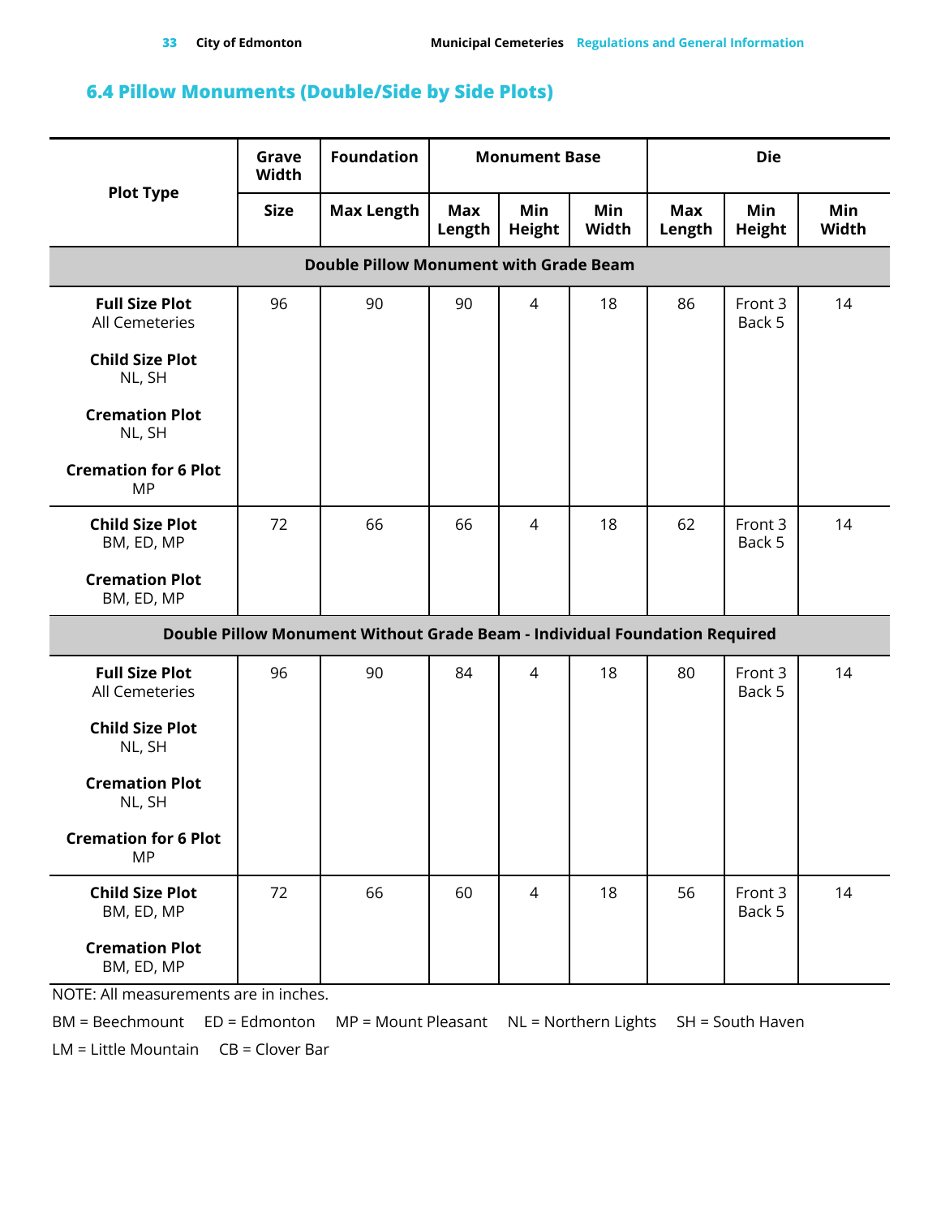## 6.4 Pillow Monuments (Double/Side by Side Plots)

| Plot Type | Grave Width | Foundation | Monument Base | | | Die | | |
|---|---|---|---|---|---|---|---|---|
| | Size | Max Length | Max Length | Min Height | Min Width | Max Length | Min Height | Min Width |
| **Double Pillow Monument with Grade Beam** | | | | | | | | |
| **Full Size Plot** All Cemeteries<br>**Child Size Plot** NL, SH<br>**Cremation Plot** NL, SH<br>**Cremation for 6 Plot** MP | 96 | 90 | 90 | 4 | 18 | 86 | Front 3 Back 5 | 14 |
| **Child Size Plot** BM, ED, MP<br>**Cremation Plot** BM, ED, MP | 72 | 66 | 66 | 4 | 18 | 62 | Front 3 Back 5 | 14 |
| **Double Pillow Monument Without Grade Beam - Individual Foundation Required** | | | | | | | | |
| **Full Size Plot** All Cemeteries<br>**Child Size Plot** NL, SH<br>**Cremation Plot** NL, SH<br>**Cremation for 6 Plot** MP | 96 | 90 | 84 | 4 | 18 | 80 | Front 3 Back 5 | 14 |
| **Child Size Plot** BM, ED, MP<br>**Cremation Plot** BM, ED, MP | 72 | 66 | 60 | 4 | 18 | 56 | Front 3 Back 5 | 14 |

NOTE: All measurements are in inches.

BM = Beechmount ED = Edmonton MP = Mount Pleasant NL = Northern Lights SH = South Haven

LM = Little Mountain CB = Clover Bar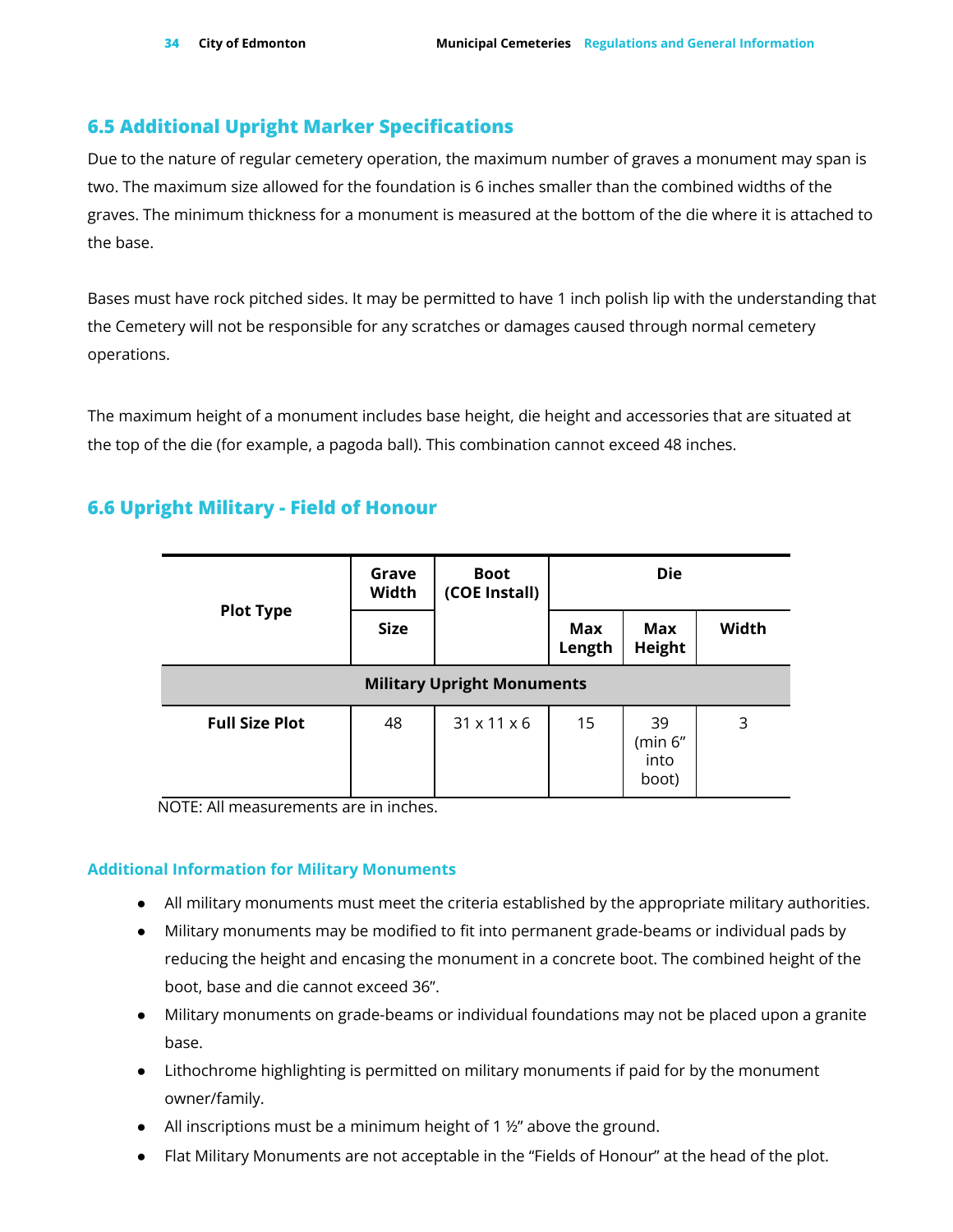## 6.5 Additional Upright Marker Specifications

Due to the nature of regular cemetery operation, the maximum number of graves a monument may span is two. The maximum size allowed for the foundation is 6 inches smaller than the combined widths of the graves. The minimum thickness for a monument is measured at the bottom of the die where it is attached to the base.

Bases must have rock pitched sides. It may be permitted to have 1 inch polish lip with the understanding that the Cemetery will not be responsible for any scratches or damages caused through normal cemetery operations.

The maximum height of a monument includes base height, die height and accessories that are situated at the top of the die (for example, a pagoda ball). This combination cannot exceed 48 inches.

## 6.6 Upright Military - Field of Honour

| Plot Type | Grave Width | Boot (COE Install) | Die | | |
|---|---|---|---|---|---|
| | Size | | Max Length | Max Height | Width |
| **Military Upright Monuments** | | | | | |
| **Full Size Plot** | 48 | 31 x 11 x 6 | 15 | 39 (min 6" into boot) | 3 |

NOTE: All measurements are in inches.

### Additional Information for Military Monuments

- All military monuments must meet the criteria established by the appropriate military authorities.
- Military monuments may be modified to fit into permanent grade-beams or individual pads by reducing the height and encasing the monument in a concrete boot. The combined height of the boot, base and die cannot exceed 36".
- Military monuments on grade-beams or individual foundations may not be placed upon a granite base.
- Lithochrome highlighting is permitted on military monuments if paid for by the monument owner/family.
- All inscriptions must be a minimum height of 1 ½" above the ground.
- Flat Military Monuments are not acceptable in the "Fields of Honour" at the head of the plot.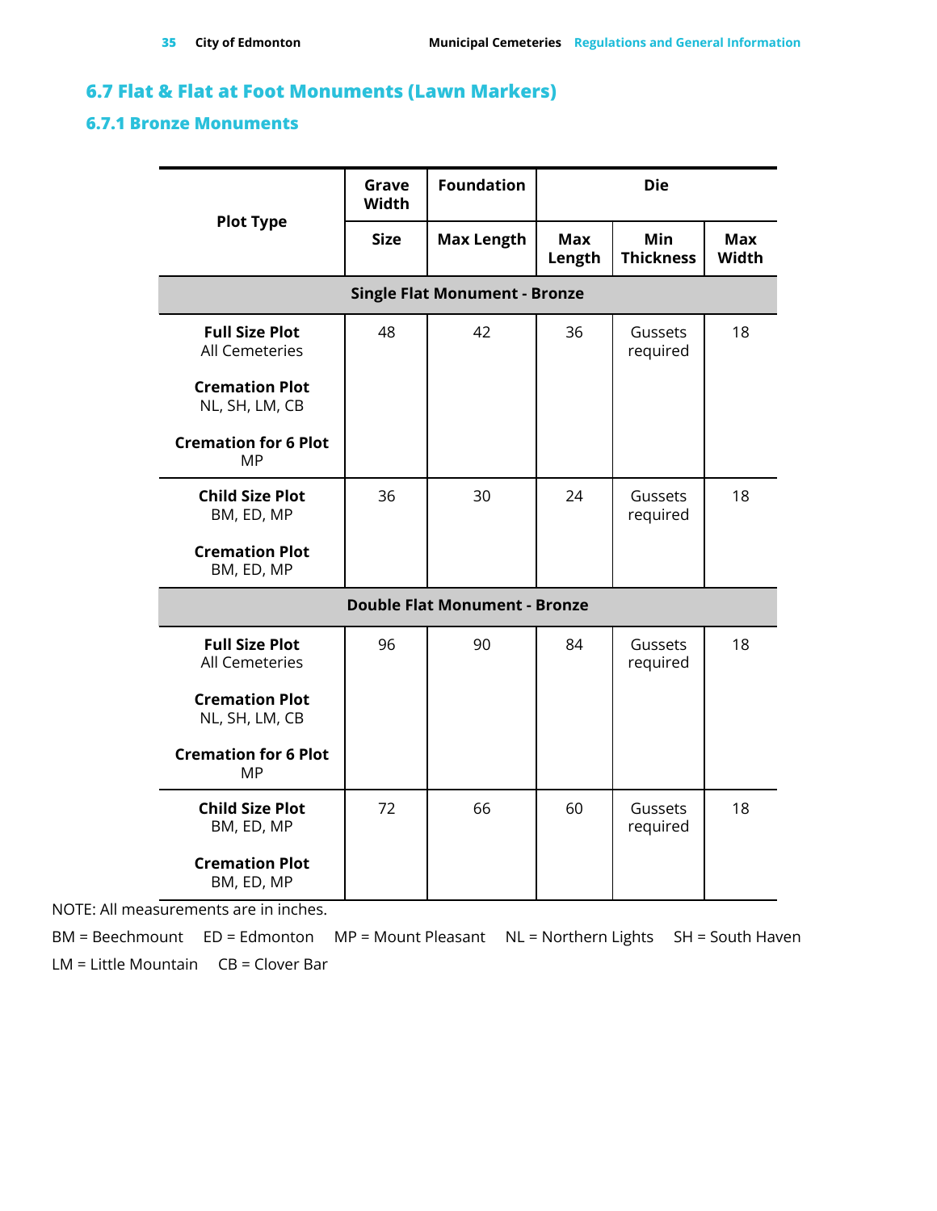## 6.7 Flat & Flat at Foot Monuments (Lawn Markers)

### 6.7.1 Bronze Monuments

| Plot Type | Grave Width | Foundation | Die | | |
|---|---|---|---|---|---|
| | Size | Max Length | Max Length | Min Thickness | Max Width |
| **Single Flat Monument - Bronze** | | | | | |
| **Full Size Plot** All Cemeteries<br><br>**Cremation Plot** NL, SH, LM, CB<br><br>**Cremation for 6 Plot** MP | 48 | 42 | 36 | Gussets required | 18 |
| **Child Size Plot** BM, ED, MP<br><br>**Cremation Plot** BM, ED, MP | 36 | 30 | 24 | Gussets required | 18 |
| **Double Flat Monument - Bronze** | | | | | |
| **Full Size Plot** All Cemeteries<br><br>**Cremation Plot** NL, SH, LM, CB<br><br>**Cremation for 6 Plot** MP | 96 | 90 | 84 | Gussets required | 18 |
| **Child Size Plot** BM, ED, MP<br><br>**Cremation Plot** BM, ED, MP | 72 | 66 | 60 | Gussets required | 18 |

NOTE: All measurements are in inches.

BM = Beechmount ED = Edmonton MP = Mount Pleasant NL = Northern Lights SH = South Haven

LM = Little Mountain CB = Clover Bar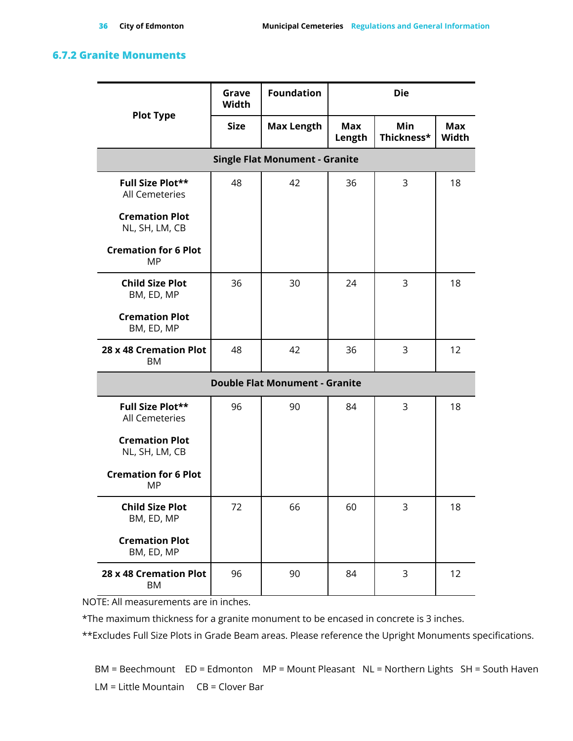### 6.7.2 Granite Monuments

| Plot Type | Grave Width | Foundation | Die | | |
|---|---|---|---|---|---|
| | Size | Max Length | Max Length | Min Thickness* | Max Width |
| **Single Flat Monument - Granite** | | | | | |
| **Full Size Plot**** All Cemeteries<br>**Cremation Plot** NL, SH, LM, CB<br>**Cremation for 6 Plot** MP | 48 | 42 | 36 | 3 | 18 |
| **Child Size Plot** BM, ED, MP<br>**Cremation Plot** BM, ED, MP | 36 | 30 | 24 | 3 | 18 |
| **28 x 48 Cremation Plot** BM | 48 | 42 | 36 | 3 | 12 |
| **Double Flat Monument - Granite** | | | | | |
| **Full Size Plot**** All Cemeteries<br>**Cremation Plot** NL, SH, LM, CB<br>**Cremation for 6 Plot** MP | 96 | 90 | 84 | 3 | 18 |
| **Child Size Plot** BM, ED, MP<br>**Cremation Plot** BM, ED, MP | 72 | 66 | 60 | 3 | 18 |
| **28 x 48 Cremation Plot** BM | 96 | 90 | 84 | 3 | 12 |

NOTE: All measurements are in inches.

*The maximum thickness for a granite monument to be encased in concrete is 3 inches.

**Excludes Full Size Plots in Grade Beam areas. Please reference the Upright Monuments specifications.

BM = Beechmount ED = Edmonton MP = Mount Pleasant NL = Northern Lights SH = South Haven LM = Little Mountain CB = Clover Bar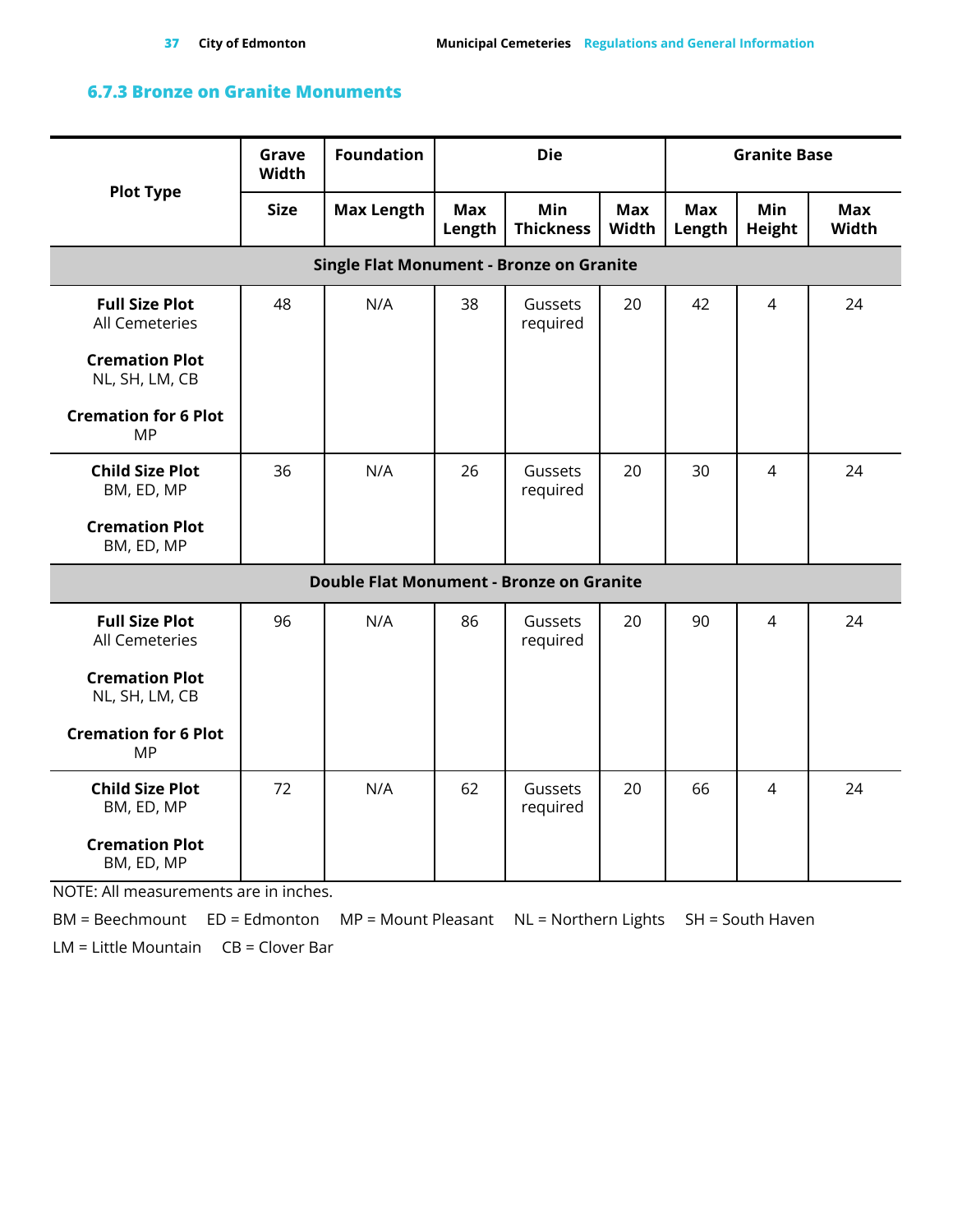### 6.7.3 Bronze on Granite Monuments

| Plot Type | Grave Width | Foundation | Die | | | Granite Base | | |
|---|---|---|---|---|---|---|---|---|
| | Size | Max Length | Max Length | Min Thickness | Max Width | Max Length | Min Height | Max Width |
| **Single Flat Monument - Bronze on Granite** | | | | | | | | |
| **Full Size Plot** All Cemeteries<br>**Cremation Plot** NL, SH, LM, CB<br>**Cremation for 6 Plot** MP | 48 | N/A | 38 | Gussets required | 20 | 42 | 4 | 24 |
| **Child Size Plot** BM, ED, MP<br>**Cremation Plot** BM, ED, MP | 36 | N/A | 26 | Gussets required | 20 | 30 | 4 | 24 |
| **Double Flat Monument - Bronze on Granite** | | | | | | | | |
| **Full Size Plot** All Cemeteries<br>**Cremation Plot** NL, SH, LM, CB<br>**Cremation for 6 Plot** MP | 96 | N/A | 86 | Gussets required | 20 | 90 | 4 | 24 |
| **Child Size Plot** BM, ED, MP<br>**Cremation Plot** BM, ED, MP | 72 | N/A | 62 | Gussets required | 20 | 66 | 4 | 24 |

NOTE: All measurements are in inches.

BM = Beechmount ED = Edmonton MP = Mount Pleasant NL = Northern Lights SH = South Haven

LM = Little Mountain CB = Clover Bar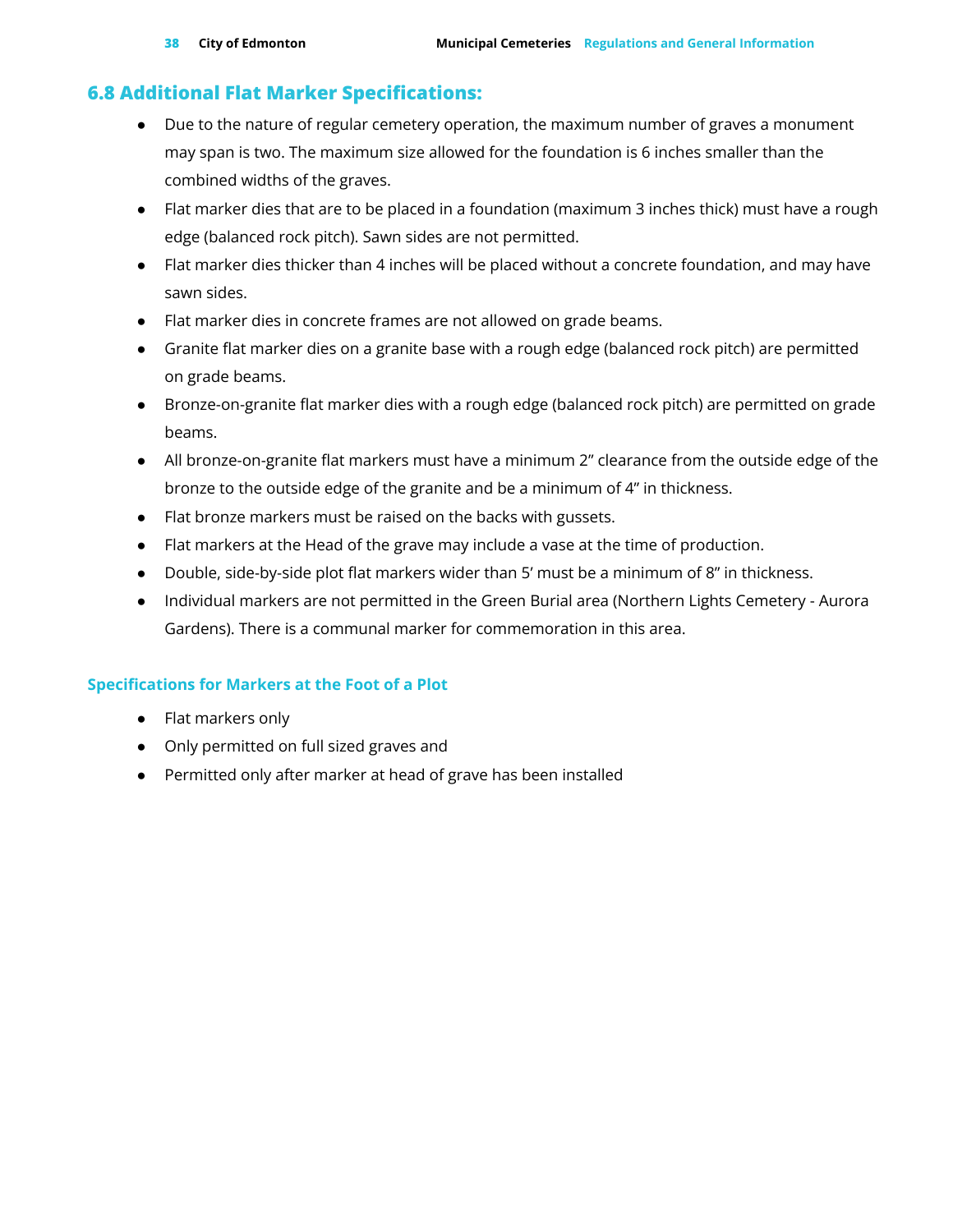## 6.8 Additional Flat Marker Specifications:

- Due to the nature of regular cemetery operation, the maximum number of graves a monument may span is two. The maximum size allowed for the foundation is 6 inches smaller than the combined widths of the graves.
- Flat marker dies that are to be placed in a foundation (maximum 3 inches thick) must have a rough edge (balanced rock pitch). Sawn sides are not permitted.
- Flat marker dies thicker than 4 inches will be placed without a concrete foundation, and may have sawn sides.
- Flat marker dies in concrete frames are not allowed on grade beams.
- Granite flat marker dies on a granite base with a rough edge (balanced rock pitch) are permitted on grade beams.
- Bronze-on-granite flat marker dies with a rough edge (balanced rock pitch) are permitted on grade beams.
- All bronze-on-granite flat markers must have a minimum 2” clearance from the outside edge of the bronze to the outside edge of the granite and be a minimum of 4” in thickness.
- Flat bronze markers must be raised on the backs with gussets.
- Flat markers at the Head of the grave may include a vase at the time of production.
- Double, side-by-side plot flat markers wider than 5’ must be a minimum of 8” in thickness.
- Individual markers are not permitted in the Green Burial area (Northern Lights Cemetery - Aurora Gardens). There is a communal marker for commemoration in this area.

### Specifications for Markers at the Foot of a Plot

- Flat markers only
- Only permitted on full sized graves and
- Permitted only after marker at head of grave has been installed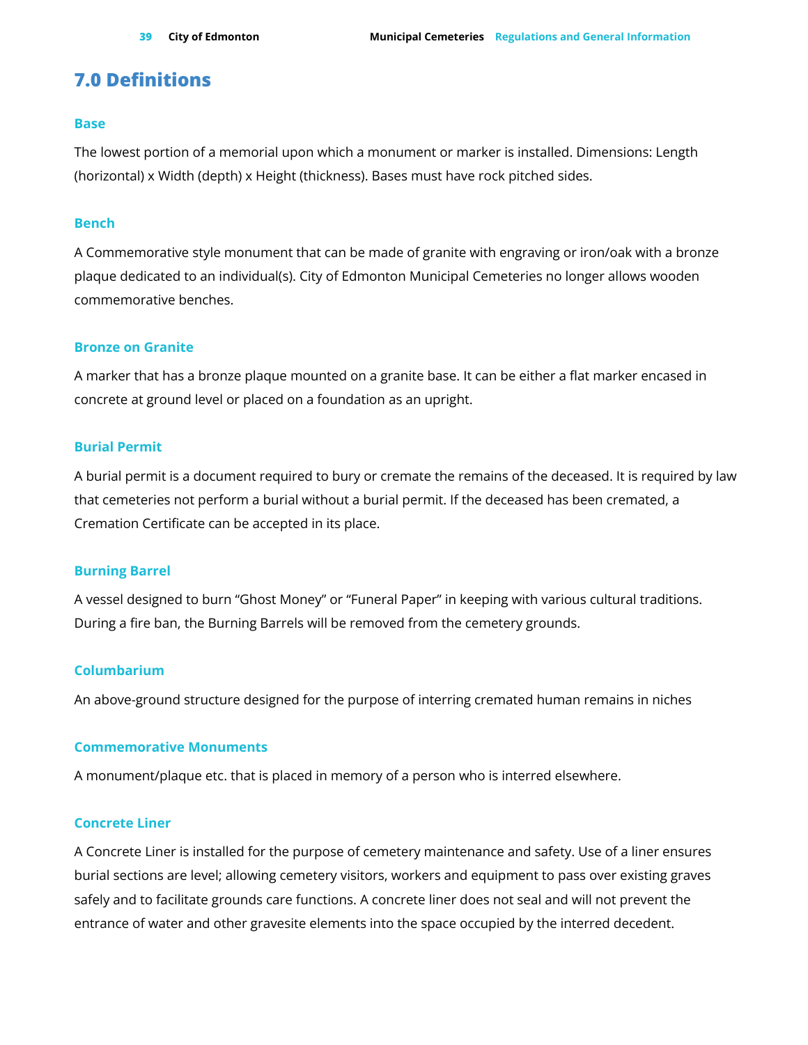# 7.0 Definitions

### Base

The lowest portion of a memorial upon which a monument or marker is installed. Dimensions: Length (horizontal) x Width (depth) x Height (thickness). Bases must have rock pitched sides.

### Bench

A Commemorative style monument that can be made of granite with engraving or iron/oak with a bronze plaque dedicated to an individual(s). City of Edmonton Municipal Cemeteries no longer allows wooden commemorative benches.

### Bronze on Granite

A marker that has a bronze plaque mounted on a granite base. It can be either a flat marker encased in concrete at ground level or placed on a foundation as an upright.

### Burial Permit

A burial permit is a document required to bury or cremate the remains of the deceased. It is required by law that cemeteries not perform a burial without a burial permit. If the deceased has been cremated, a Cremation Certificate can be accepted in its place.

### Burning Barrel

A vessel designed to burn "Ghost Money" or "Funeral Paper" in keeping with various cultural traditions. During a fire ban, the Burning Barrels will be removed from the cemetery grounds.

### Columbarium

An above-ground structure designed for the purpose of interring cremated human remains in niches

### Commemorative Monuments

A monument/plaque etc. that is placed in memory of a person who is interred elsewhere.

### Concrete Liner

A Concrete Liner is installed for the purpose of cemetery maintenance and safety. Use of a liner ensures burial sections are level; allowing cemetery visitors, workers and equipment to pass over existing graves safely and to facilitate grounds care functions. A concrete liner does not seal and will not prevent the entrance of water and other gravesite elements into the space occupied by the interred decedent.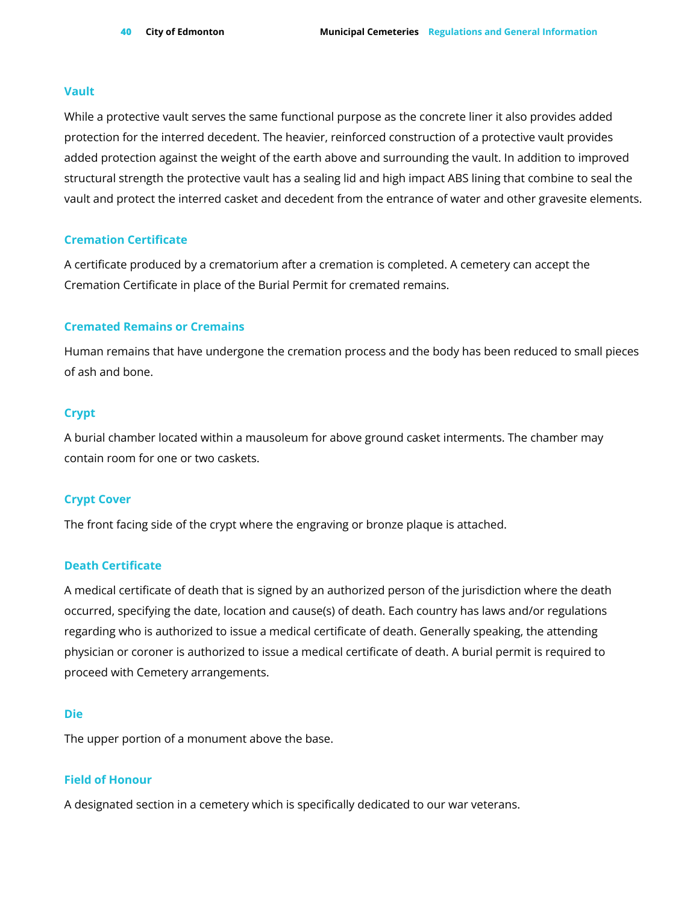### Vault

While a protective vault serves the same functional purpose as the concrete liner it also provides added protection for the interred decedent. The heavier, reinforced construction of a protective vault provides added protection against the weight of the earth above and surrounding the vault. In addition to improved structural strength the protective vault has a sealing lid and high impact ABS lining that combine to seal the vault and protect the interred casket and decedent from the entrance of water and other gravesite elements.

### Cremation Certificate

A certificate produced by a crematorium after a cremation is completed. A cemetery can accept the Cremation Certificate in place of the Burial Permit for cremated remains.

### Cremated Remains or Cremains

Human remains that have undergone the cremation process and the body has been reduced to small pieces of ash and bone.

### Crypt

A burial chamber located within a mausoleum for above ground casket interments. The chamber may contain room for one or two caskets.

### Crypt Cover

The front facing side of the crypt where the engraving or bronze plaque is attached.

### Death Certificate

A medical certificate of death that is signed by an authorized person of the jurisdiction where the death occurred, specifying the date, location and cause(s) of death. Each country has laws and/or regulations regarding who is authorized to issue a medical certificate of death. Generally speaking, the attending physician or coroner is authorized to issue a medical certificate of death. A burial permit is required to proceed with Cemetery arrangements.

### Die

The upper portion of a monument above the base.

### Field of Honour

A designated section in a cemetery which is specifically dedicated to our war veterans.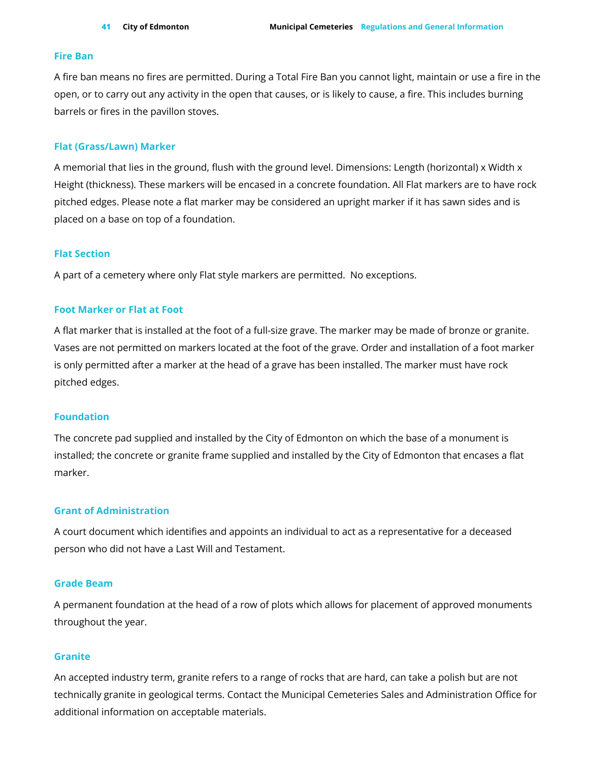### Fire Ban

A fire ban means no fires are permitted. During a Total Fire Ban you cannot light, maintain or use a fire in the open, or to carry out any activity in the open that causes, or is likely to cause, a fire. This includes burning barrels or fires in the pavillon stoves.

### Flat (Grass/Lawn) Marker

A memorial that lies in the ground, flush with the ground level. Dimensions: Length (horizontal) x Width x Height (thickness). These markers will be encased in a concrete foundation. All Flat markers are to have rock pitched edges. Please note a flat marker may be considered an upright marker if it has sawn sides and is placed on a base on top of a foundation.

### Flat Section

A part of a cemetery where only Flat style markers are permitted.  No exceptions.

### Foot Marker or Flat at Foot

A flat marker that is installed at the foot of a full-size grave. The marker may be made of bronze or granite. Vases are not permitted on markers located at the foot of the grave. Order and installation of a foot marker is only permitted after a marker at the head of a grave has been installed. The marker must have rock pitched edges.

### Foundation

The concrete pad supplied and installed by the City of Edmonton on which the base of a monument is installed; the concrete or granite frame supplied and installed by the City of Edmonton that encases a flat marker.

### Grant of Administration

A court document which identifies and appoints an individual to act as a representative for a deceased person who did not have a Last Will and Testament.

### Grade Beam

A permanent foundation at the head of a row of plots which allows for placement of approved monuments throughout the year.

### Granite

An accepted industry term, granite refers to a range of rocks that are hard, can take a polish but are not technically granite in geological terms. Contact the Municipal Cemeteries Sales and Administration Office for additional information on acceptable materials.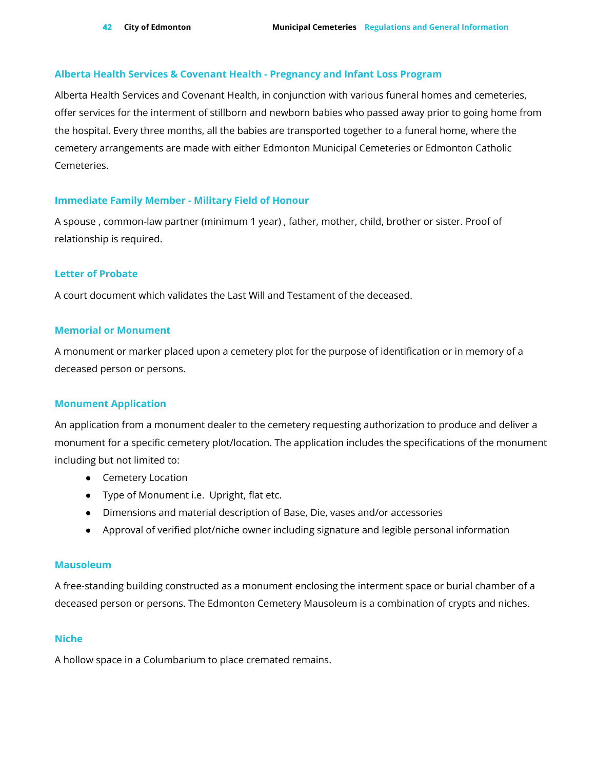### Alberta Health Services & Covenant Health - Pregnancy and Infant Loss Program

Alberta Health Services and Covenant Health, in conjunction with various funeral homes and cemeteries, offer services for the interment of stillborn and newborn babies who passed away prior to going home from the hospital. Every three months, all the babies are transported together to a funeral home, where the cemetery arrangements are made with either Edmonton Municipal Cemeteries or Edmonton Catholic Cemeteries.

### Immediate Family Member - Military Field of Honour

A spouse , common-law partner (minimum 1 year) , father, mother, child, brother or sister. Proof of relationship is required.

### Letter of Probate

A court document which validates the Last Will and Testament of the deceased.

### Memorial or Monument

A monument or marker placed upon a cemetery plot for the purpose of identification or in memory of a deceased person or persons.

### Monument Application

An application from a monument dealer to the cemetery requesting authorization to produce and deliver a monument for a specific cemetery plot/location. The application includes the specifications of the monument including but not limited to:

- Cemetery Location
- Type of Monument i.e. Upright, flat etc.
- Dimensions and material description of Base, Die, vases and/or accessories
- Approval of verified plot/niche owner including signature and legible personal information

### Mausoleum

A free-standing building constructed as a monument enclosing the interment space or burial chamber of a deceased person or persons. The Edmonton Cemetery Mausoleum is a combination of crypts and niches.

### Niche

A hollow space in a Columbarium to place cremated remains.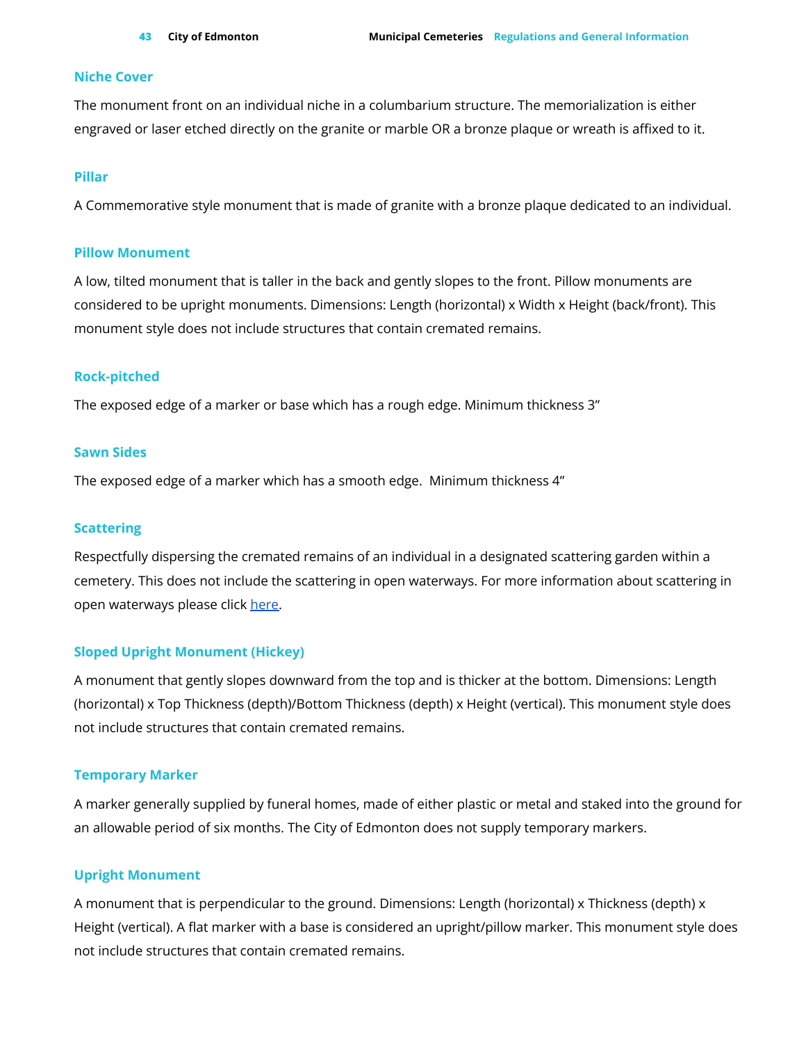### Niche Cover

The monument front on an individual niche in a columbarium structure. The memorialization is either engraved or laser etched directly on the granite or marble OR a bronze plaque or wreath is affixed to it.

### Pillar

A Commemorative style monument that is made of granite with a bronze plaque dedicated to an individual.

### Pillow Monument

A low, tilted monument that is taller in the back and gently slopes to the front. Pillow monuments are considered to be upright monuments. Dimensions: Length (horizontal) x Width x Height (back/front). This monument style does not include structures that contain cremated remains.

### Rock-pitched

The exposed edge of a marker or base which has a rough edge. Minimum thickness 3”

### Sawn Sides

The exposed edge of a marker which has a smooth edge. Minimum thickness 4”

### Scattering

Respectfully dispersing the cremated remains of an individual in a designated scattering garden within a cemetery. This does not include the scattering in open waterways. For more information about scattering in open waterways please click here.

### Sloped Upright Monument (Hickey)

A monument that gently slopes downward from the top and is thicker at the bottom. Dimensions: Length (horizontal) x Top Thickness (depth)/Bottom Thickness (depth) x Height (vertical). This monument style does not include structures that contain cremated remains.

### Temporary Marker

A marker generally supplied by funeral homes, made of either plastic or metal and staked into the ground for an allowable period of six months. The City of Edmonton does not supply temporary markers.

### Upright Monument

A monument that is perpendicular to the ground. Dimensions: Length (horizontal) x Thickness (depth) x Height (vertical). A flat marker with a base is considered an upright/pillow marker. This monument style does not include structures that contain cremated remains.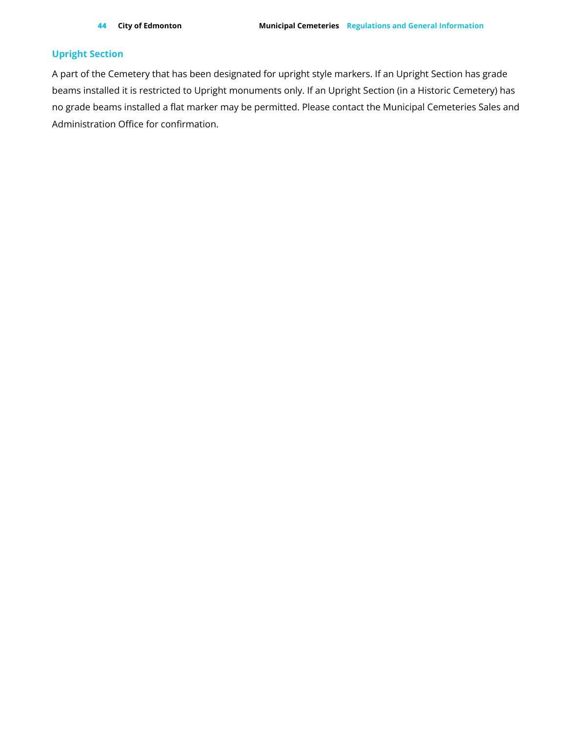### Upright Section

A part of the Cemetery that has been designated for upright style markers. If an Upright Section has grade beams installed it is restricted to Upright monuments only. If an Upright Section (in a Historic Cemetery) has no grade beams installed a flat marker may be permitted. Please contact the Municipal Cemeteries Sales and Administration Office for confirmation.